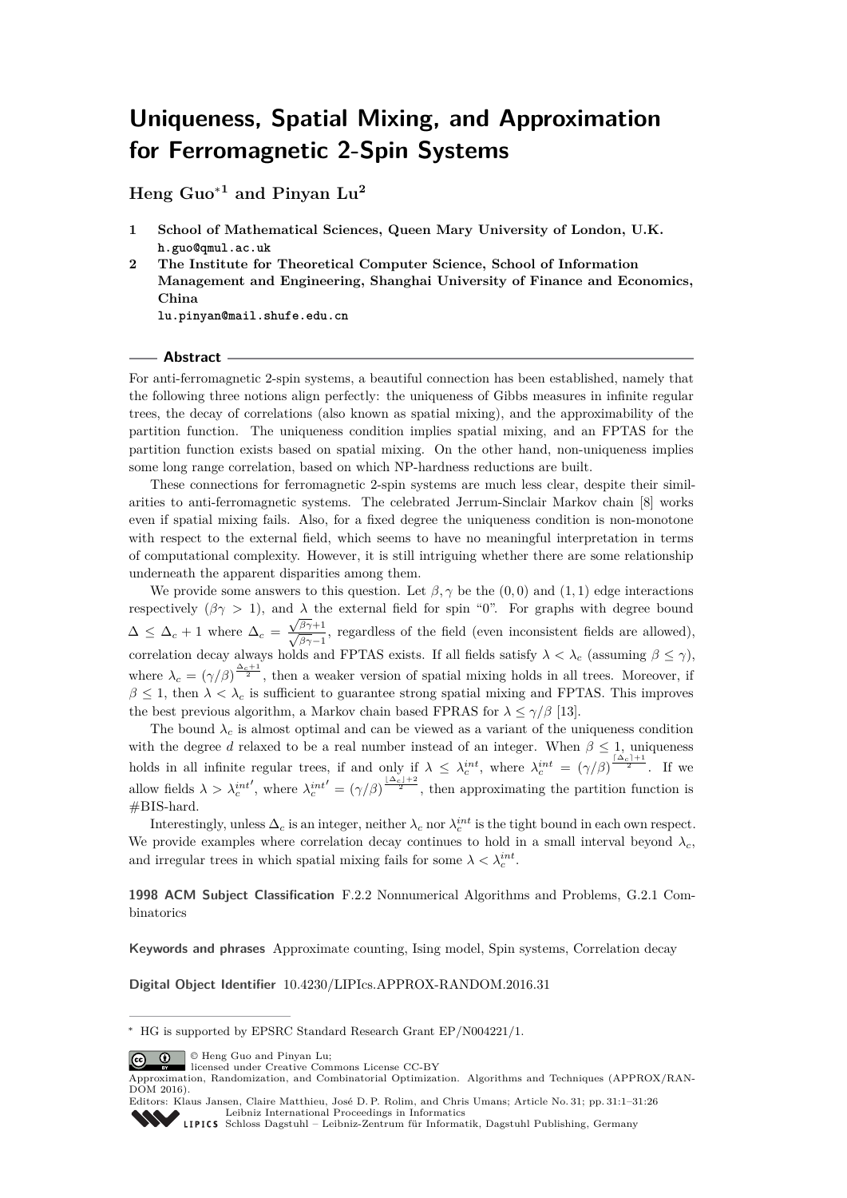# Uniqueness, Spatial Mixing, and Approximation for Ferromagnetic 2-Spin Systems

**Heng Guo*[1] and Pinyan Lu[2]**

1. **School of Mathematical Sciences, Queen Mary University of London, U.K.**
   h.guo@qmul.ac.uk
2. **The Institute for Theoretical Computer Science, School of Information Management and Engineering, Shanghai University of Finance and Economics, China**
   lu.pinyan@mail.shufe.edu.cn

## Abstract

For anti-ferromagnetic 2-spin systems, a beautiful connection has been established, namely that the following three notions align perfectly: the uniqueness of Gibbs measures in infinite regular trees, the decay of correlations (also known as spatial mixing), and the approximability of the partition function. The uniqueness condition implies spatial mixing, and an FPTAS for the partition function exists based on spatial mixing. On the other hand, non-uniqueness implies some long range correlation, based on which NP-hardness reductions are built.

These connections for ferromagnetic 2-spin systems are much less clear, despite their similarities to anti-ferromagnetic systems. The celebrated Jerrum-Sinclair Markov chain [8] works even if spatial mixing fails. Also, for a fixed degree the uniqueness condition is non-monotone with respect to the external field, which seems to have no meaningful interpretation in terms of computational complexity. However, it is still intriguing whether there are some relationship underneath the apparent disparities among them.

We provide some answers to this question. Let $\beta, \gamma$ be the $(0,0)$ and $(1,1)$ edge interactions respectively ($\beta\gamma > 1$), and $\lambda$ the external field for spin "0". For graphs with degree bound $\Delta \leq \Delta_c + 1$ where $\Delta_c = \frac{\sqrt{\beta\gamma}+1}{\sqrt{\beta\gamma}-1}$, regardless of the field (even inconsistent fields are allowed), correlation decay always holds and FPTAS exists. If all fields satisfy $\lambda < \lambda_c$ (assuming $\beta \leq \gamma$), where $\lambda_c = (\gamma/\beta)^{\frac{\Delta_c+1}{2}}$, then a weaker version of spatial mixing holds in all trees. Moreover, if $\beta \leq 1$, then $\lambda < \lambda_c$ is sufficient to guarantee strong spatial mixing and FPTAS. This improves the best previous algorithm, a Markov chain based FPRAS for $\lambda \leq \gamma/\beta$ [13].

The bound $\lambda_c$ is almost optimal and can be viewed as a variant of the uniqueness condition with the degree $d$ relaxed to be a real number instead of an integer. When $\beta \leq 1$, uniqueness holds in all infinite regular trees, if and only if $\lambda \leq \lambda_c^{int}$, where $\lambda_c^{int} = (\gamma/\beta)^{\frac{\lceil\Delta_c\rceil+1}{2}}$. If we allow fields $\lambda > \lambda_c^{int\prime}$, where $\lambda_c^{int\prime} = (\gamma/\beta)^{\frac{\lfloor\Delta_c\rfloor+2}{2}}$, then approximating the partition function is #BIS-hard.

Interestingly, unless $\Delta_c$ is an integer, neither $\lambda_c$ nor $\lambda_c^{int}$ is the tight bound in each own respect. We provide examples where correlation decay continues to hold in a small interval beyond $\lambda_c$, and irregular trees in which spatial mixing fails for some $\lambda < \lambda_c^{int}$.

**1998 ACM Subject Classification** F.2.2 Nonnumerical Algorithms and Problems, G.2.1 Combinatorics

**Keywords and phrases** Approximate counting, Ising model, Spin systems, Correlation decay

**Digital Object Identifier** 10.4230/LIPIcs.APPROX-RANDOM.2016.31

---

* HG is supported by EPSRC Standard Research Grant EP/N004221/1.

© Heng Guo and Pinyan Lu;
licensed under Creative Commons License CC-BY
Approximation, Randomization, and Combinatorial Optimization. Algorithms and Techniques (APPROX/RANDOM 2016).
Editors: Klaus Jansen, Claire Matthieu, José D. P. Rolim, and Chris Umans; Article No. 31; pp. 31:1–31:26
Leibniz International Proceedings in Informatics
Schloss Dagstuhl – Leibniz-Zentrum für Informatik, Dagstuhl Publishing, Germany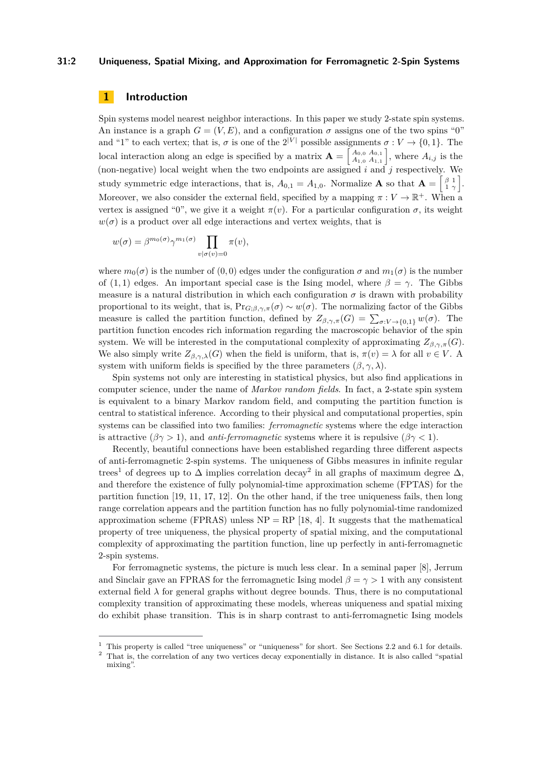# 1 Introduction

Spin systems model nearest neighbor interactions. In this paper we study 2-state spin systems. An instance is a graph $G = (V, E)$, and a configuration $\sigma$ assigns one of the two spins "0" and "1" to each vertex; that is, $\sigma$ is one of the $2^{|V|}$ possible assignments $\sigma : V \to \{0, 1\}$. The local interaction along an edge is specified by a matrix $\mathbf{A} = \begin{bmatrix} A_{0,0} & A_{0,1} \\ A_{1,0} & A_{1,1} \end{bmatrix}$, where $A_{i,j}$ is the (non-negative) local weight when the two endpoints are assigned $i$ and $j$ respectively. We study symmetric edge interactions, that is, $A_{0,1} = A_{1,0}$. Normalize $\mathbf{A}$ so that $\mathbf{A} = \begin{bmatrix} \beta & 1 \\ 1 & \gamma \end{bmatrix}$. Moreover, we also consider the external field, specified by a mapping $\pi : V \to \mathbb{R}^+$. When a vertex is assigned "0", we give it a weight $\pi(v)$. For a particular configuration $\sigma$, its weight $w(\sigma)$ is a product over all edge interactions and vertex weights, that is

$$w(\sigma) = \beta^{m_0(\sigma)} \gamma^{m_1(\sigma)} \prod_{v | \sigma(v) = 0} \pi(v),$$

where $m_0(\sigma)$ is the number of $(0, 0)$ edges under the configuration $\sigma$ and $m_1(\sigma)$ is the number of $(1, 1)$ edges. An important special case is the Ising model, where $\beta = \gamma$. The Gibbs measure is a natural distribution in which each configuration $\sigma$ is drawn with probability proportional to its weight, that is, $\Pr_{G;\beta,\gamma,\pi}(\sigma) \sim w(\sigma)$. The normalizing factor of the Gibbs measure is called the partition function, defined by $Z_{\beta,\gamma,\pi}(G) = \sum_{\sigma : V \to \{0,1\}} w(\sigma)$. The partition function encodes rich information regarding the macroscopic behavior of the spin system. We will be interested in the computational complexity of approximating $Z_{\beta,\gamma,\pi}(G)$. We also simply write $Z_{\beta,\gamma,\lambda}(G)$ when the field is uniform, that is, $\pi(v) = \lambda$ for all $v \in V$. A system with uniform fields is specified by the three parameters $(\beta, \gamma, \lambda)$.

Spin systems not only are interesting in statistical physics, but also find applications in computer science, under the name of *Markov random fields*. In fact, a 2-state spin system is equivalent to a binary Markov random field, and computing the partition function is central to statistical inference. According to their physical and computational properties, spin systems can be classified into two families: *ferromagnetic* systems where the edge interaction is attractive ($\beta\gamma > 1$), and *anti-ferromagnetic* systems where it is repulsive ($\beta\gamma < 1$).

Recently, beautiful connections have been established regarding three different aspects of anti-ferromagnetic 2-spin systems. The uniqueness of Gibbs measures in infinite regular trees[1] of degrees up to $\Delta$ implies correlation decay[2] in all graphs of maximum degree $\Delta$, and therefore the existence of fully polynomial-time approximation scheme (FPTAS) for the partition function [19, 11, 17, 12]. On the other hand, if the tree uniqueness fails, then long range correlation appears and the partition function has no fully polynomial-time randomized approximation scheme (FPRAS) unless NP = RP [18, 4]. It suggests that the mathematical property of tree uniqueness, the physical property of spatial mixing, and the computational complexity of approximating the partition function, line up perfectly in anti-ferromagnetic 2-spin systems.

For ferromagnetic systems, the picture is much less clear. In a seminal paper [8], Jerrum and Sinclair gave an FPRAS for the ferromagnetic Ising model $\beta = \gamma > 1$ with any consistent external field $\lambda$ for general graphs without degree bounds. Thus, there is no computational complexity transition of approximating these models, whereas uniqueness and spatial mixing do exhibit phase transition. This is in sharp contrast to anti-ferromagnetic Ising models

[1] This property is called "tree uniqueness" or "uniqueness" for short. See Sections 2.2 and 6.1 for details.

[2] That is, the correlation of any two vertices decay exponentially in distance. It is also called "spatial mixing".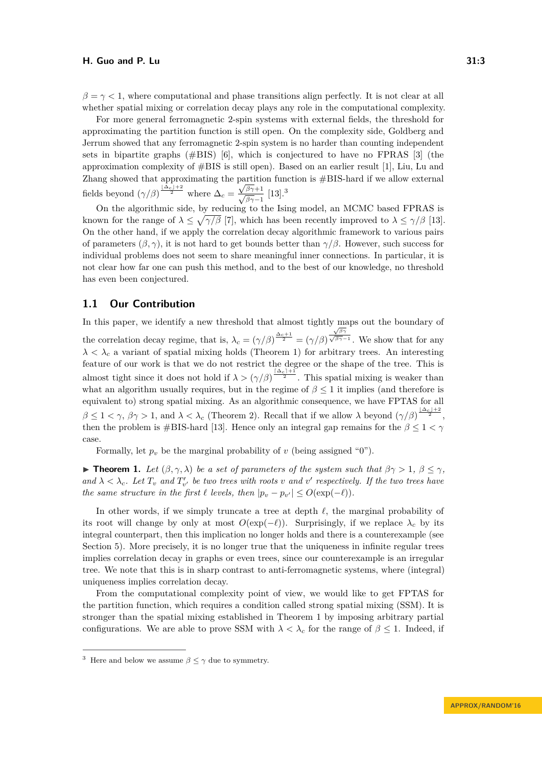$\beta = \gamma < 1$, where computational and phase transitions align perfectly. It is not clear at all whether spatial mixing or correlation decay plays any role in the computational complexity.

For more general ferromagnetic 2-spin systems with external fields, the threshold for approximating the partition function is still open. On the complexity side, Goldberg and Jerrum showed that any ferromagnetic 2-spin system is no harder than counting independent sets in bipartite graphs (#BIS) [6], which is conjectured to have no FPRAS [3] (the approximation complexity of #BIS is still open). Based on an earlier result [1], Liu, Lu and Zhang showed that approximating the partition function is #BIS-hard if we allow external fields beyond $(\gamma/\beta)^{\frac{\lfloor \Delta_c \rfloor + 2}{2}}$ where $\Delta_c = \frac{\sqrt{\beta\gamma}+1}{\sqrt{\beta\gamma}-1}$ [13].[3]

On the algorithmic side, by reducing to the Ising model, an MCMC based FPRAS is known for the range of $\lambda \leq \sqrt{\gamma/\beta}$ [7], which has been recently improved to $\lambda \leq \gamma/\beta$ [13]. On the other hand, if we apply the correlation decay algorithmic framework to various pairs of parameters $(\beta, \gamma)$, it is not hard to get bounds better than $\gamma/\beta$. However, such success for individual problems does not seem to share meaningful inner connections. In particular, it is not clear how far one can push this method, and to the best of our knowledge, no threshold has even been conjectured.

## 1.1 Our Contribution

In this paper, we identify a new threshold that almost tightly maps out the boundary of the correlation decay regime, that is, $\lambda_c = (\gamma/\beta)^{\frac{\Delta_c+1}{2}} = (\gamma/\beta)^{\frac{\sqrt{\beta\gamma}}{\sqrt{\beta\gamma}-1}}$. We show that for any $\lambda < \lambda_c$ a variant of spatial mixing holds (Theorem 1) for arbitrary trees. An interesting feature of our work is that we do not restrict the degree or the shape of the tree. This is almost tight since it does not hold if $\lambda > (\gamma/\beta)^{\frac{\lceil \Delta_c \rceil + 1}{2}}$. This spatial mixing is weaker than what an algorithm usually requires, but in the regime of $\beta \leq 1$ it implies (and therefore is equivalent to) strong spatial mixing. As an algorithmic consequence, we have FPTAS for all $\beta \leq 1 < \gamma$, $\beta\gamma > 1$, and $\lambda < \lambda_c$ (Theorem 2). Recall that if we allow $\lambda$ beyond $(\gamma/\beta)^{\frac{\lfloor \Delta_c \rfloor + 2}{2}}$, then the problem is #BIS-hard [13]. Hence only an integral gap remains for the $\beta \leq 1 < \gamma$ case.

Formally, let $p_v$ be the marginal probability of $v$ (being assigned "0").

▶ **Theorem 1.** *Let $(\beta, \gamma, \lambda)$ be a set of parameters of the system such that $\beta\gamma > 1$, $\beta \leq \gamma$, and $\lambda < \lambda_c$. Let $T_v$ and $T'_{v'}$ be two trees with roots $v$ and $v'$ respectively. If the two trees have the same structure in the first $\ell$ levels, then $|p_v - p_{v'}| \leq O(\exp(-\ell))$.*

In other words, if we simply truncate a tree at depth $\ell$, the marginal probability of its root will change by only at most $O(\exp(-\ell))$. Surprisingly, if we replace $\lambda_c$ by its integral counterpart, then this implication no longer holds and there is a counterexample (see Section 5). More precisely, it is no longer true that the uniqueness in infinite regular trees implies correlation decay in graphs or even trees, since our counterexample is an irregular tree. We note that this is in sharp contrast to anti-ferromagnetic systems, where (integral) uniqueness implies correlation decay.

From the computational complexity point of view, we would like to get FPTAS for the partition function, which requires a condition called strong spatial mixing (SSM). It is stronger than the spatial mixing established in Theorem 1 by imposing arbitrary partial configurations. We are able to prove SSM with $\lambda < \lambda_c$ for the range of $\beta \leq 1$. Indeed, if

---

[3] Here and below we assume $\beta \leq \gamma$ due to symmetry.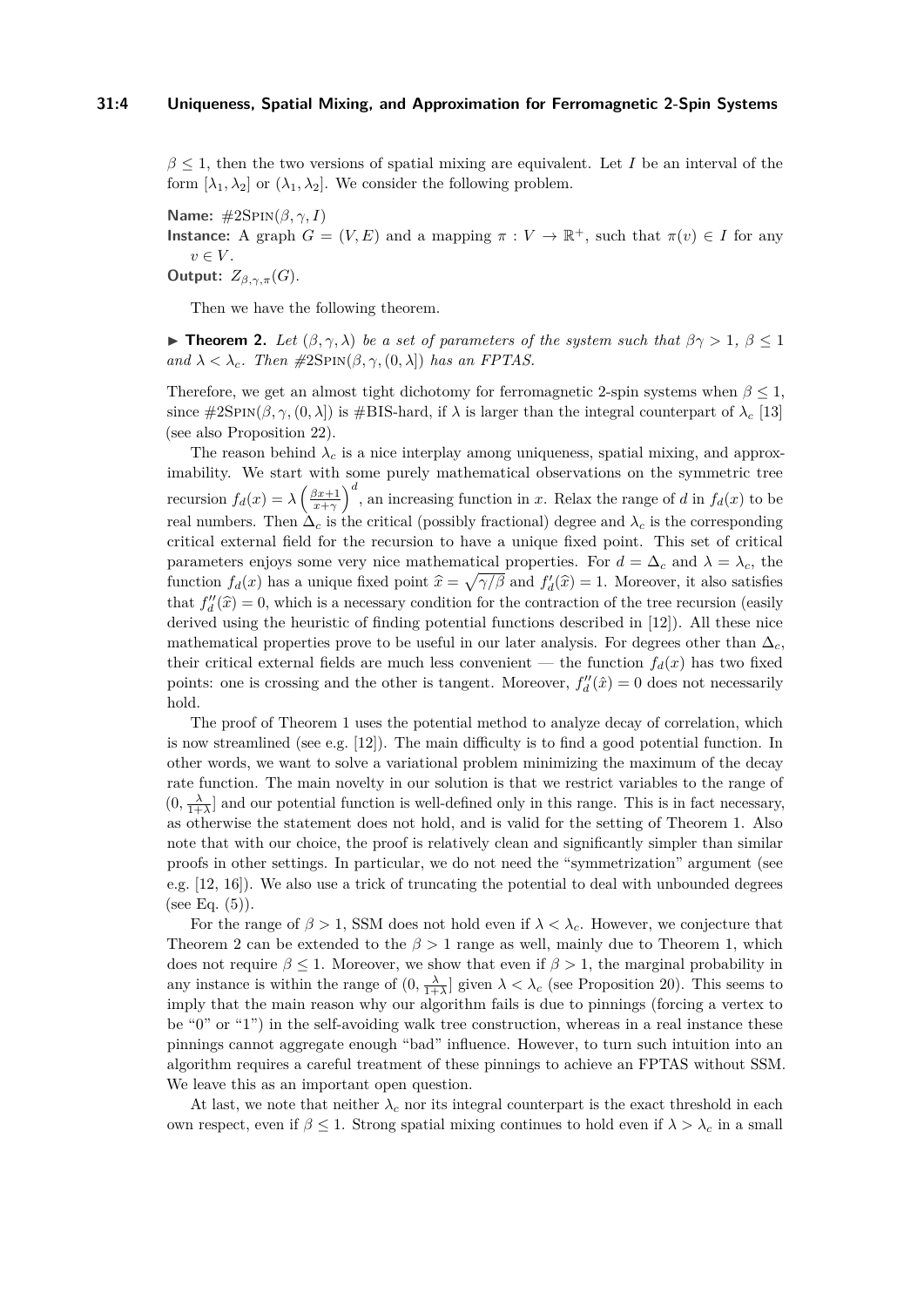$\beta \le 1$, then the two versions of spatial mixing are equivalent. Let $I$ be an interval of the form $[\lambda_1, \lambda_2]$ or $(\lambda_1, \lambda_2]$. We consider the following problem.

**Name:** $\#2\text{SPIN}(\beta, \gamma, I)$

**Instance:** A graph $G = (V, E)$ and a mapping $\pi : V \to \mathbb{R}^+$, such that $\pi(v) \in I$ for any $v \in V$.

**Output:** $Z_{\beta,\gamma,\pi}(G)$.

Then we have the following theorem.

▶ **Theorem 2.** *Let $(\beta, \gamma, \lambda)$ be a set of parameters of the system such that $\beta\gamma > 1$, $\beta \le 1$ and $\lambda < \lambda_c$. Then $\#2\text{SPIN}(\beta, \gamma, (0, \lambda])$ has an FPTAS.*

Therefore, we get an almost tight dichotomy for ferromagnetic 2-spin systems when $\beta \le 1$, since $\#2\text{SPIN}(\beta, \gamma, (0, \lambda])$ is #BIS-hard, if $\lambda$ is larger than the integral counterpart of $\lambda_c$ [13] (see also Proposition 22).

The reason behind $\lambda_c$ is a nice interplay among uniqueness, spatial mixing, and approximability. We start with some purely mathematical observations on the symmetric tree recursion $f_d(x) = \lambda \left(\frac{\beta x + 1}{x + \gamma}\right)^d$, an increasing function in $x$. Relax the range of $d$ in $f_d(x)$ to be real numbers. Then $\Delta_c$ is the critical (possibly fractional) degree and $\lambda_c$ is the corresponding critical external field for the recursion to have a unique fixed point. This set of critical parameters enjoys some very nice mathematical properties. For $d = \Delta_c$ and $\lambda = \lambda_c$, the function $f_d(x)$ has a unique fixed point $\widehat{x} = \sqrt{\gamma/\beta}$ and $f'_d(\widehat{x}) = 1$. Moreover, it also satisfies that $f''_d(\widehat{x}) = 0$, which is a necessary condition for the contraction of the tree recursion (easily derived using the heuristic of finding potential functions described in [12]). All these nice mathematical properties prove to be useful in our later analysis. For degrees other than $\Delta_c$, their critical external fields are much less convenient — the function $f_d(x)$ has two fixed points: one is crossing and the other is tangent. Moreover, $f''_d(\hat{x}) = 0$ does not necessarily hold.

The proof of Theorem 1 uses the potential method to analyze decay of correlation, which is now streamlined (see e.g. [12]). The main difficulty is to find a good potential function. In other words, we want to solve a variational problem minimizing the maximum of the decay rate function. The main novelty in our solution is that we restrict variables to the range of $(0, \frac{\lambda}{1+\lambda}]$ and our potential function is well-defined only in this range. This is in fact necessary, as otherwise the statement does not hold, and is valid for the setting of Theorem 1. Also note that with our choice, the proof is relatively clean and significantly simpler than similar proofs in other settings. In particular, we do not need the "symmetrization" argument (see e.g. [12, 16]). We also use a trick of truncating the potential to deal with unbounded degrees (see Eq. (5)).

For the range of $\beta > 1$, SSM does not hold even if $\lambda < \lambda_c$. However, we conjecture that Theorem 2 can be extended to the $\beta > 1$ range as well, mainly due to Theorem 1, which does not require $\beta \le 1$. Moreover, we show that even if $\beta > 1$, the marginal probability in any instance is within the range of $(0, \frac{\lambda}{1+\lambda}]$ given $\lambda < \lambda_c$ (see Proposition 20). This seems to imply that the main reason why our algorithm fails is due to pinnings (forcing a vertex to be "0" or "1") in the self-avoiding walk tree construction, whereas in a real instance these pinnings cannot aggregate enough "bad" influence. However, to turn such intuition into an algorithm requires a careful treatment of these pinnings to achieve an FPTAS without SSM. We leave this as an important open question.

At last, we note that neither $\lambda_c$ nor its integral counterpart is the exact threshold in each own respect, even if $\beta \le 1$. Strong spatial mixing continues to hold even if $\lambda > \lambda_c$ in a small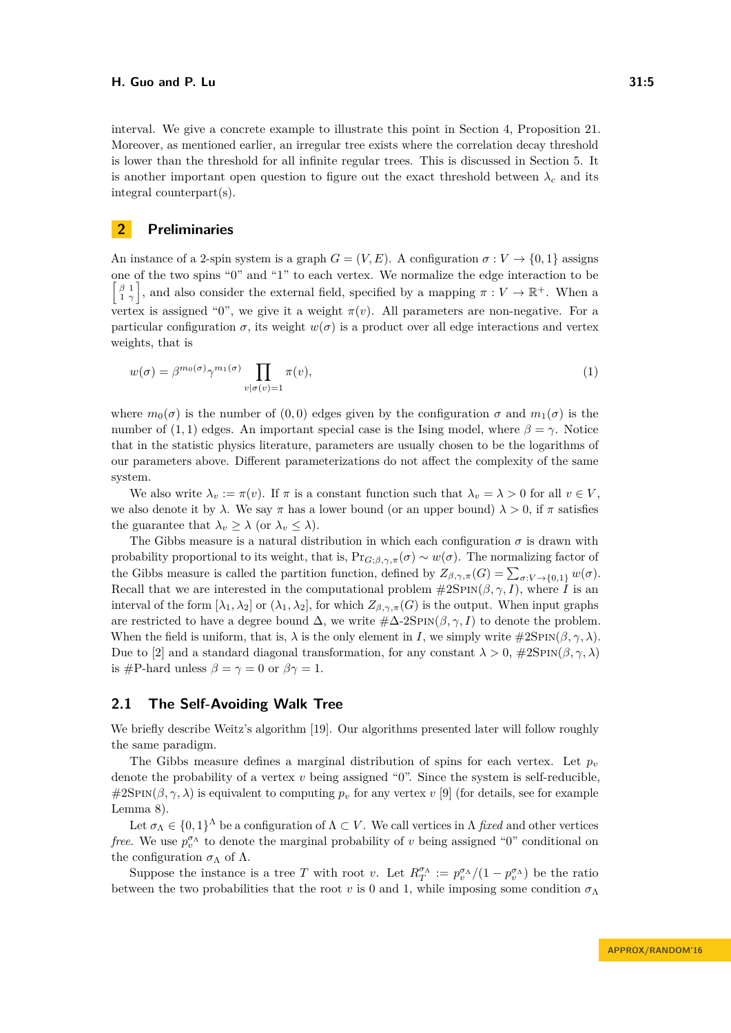interval. We give a concrete example to illustrate this point in Section 4, Proposition 21. Moreover, as mentioned earlier, an irregular tree exists where the correlation decay threshold is lower than the threshold for all infinite regular trees. This is discussed in Section 5. It is another important open question to figure out the exact threshold between $\lambda_c$ and its integral counterpart(s).

## 2 Preliminaries

An instance of a 2-spin system is a graph $G = (V, E)$. A configuration $\sigma : V \to \{0, 1\}$ assigns one of the two spins "0" and "1" to each vertex. We normalize the edge interaction to be $\left[\begin{smallmatrix}\beta & 1\\ 1 & \gamma\end{smallmatrix}\right]$, and also consider the external field, specified by a mapping $\pi : V \to \mathbb{R}^+$. When a vertex is assigned "0", we give it a weight $\pi(v)$. All parameters are non-negative. For a particular configuration $\sigma$, its weight $w(\sigma)$ is a product over all edge interactions and vertex weights, that is

$$w(\sigma) = \beta^{m_0(\sigma)}\gamma^{m_1(\sigma)} \prod_{v|\sigma(v)=1} \pi(v), \tag{1}$$

where $m_0(\sigma)$ is the number of $(0, 0)$ edges given by the configuration $\sigma$ and $m_1(\sigma)$ is the number of $(1, 1)$ edges. An important special case is the Ising model, where $\beta = \gamma$. Notice that in the statistic physics literature, parameters are usually chosen to be the logarithms of our parameters above. Different parameterizations do not affect the complexity of the same system.

We also write $\lambda_v := \pi(v)$. If $\pi$ is a constant function such that $\lambda_v = \lambda > 0$ for all $v \in V$, we also denote it by $\lambda$. We say $\pi$ has a lower bound (or an upper bound) $\lambda > 0$, if $\pi$ satisfies the guarantee that $\lambda_v \geq \lambda$ (or $\lambda_v \leq \lambda$).

The Gibbs measure is a natural distribution in which each configuration $\sigma$ is drawn with probability proportional to its weight, that is, $\Pr_{G;\beta,\gamma,\pi}(\sigma) \sim w(\sigma)$. The normalizing factor of the Gibbs measure is called the partition function, defined by $Z_{\beta,\gamma,\pi}(G) = \sum_{\sigma:V\to\{0,1\}} w(\sigma)$. Recall that we are interested in the computational problem #2Spin$(\beta, \gamma, I)$, where $I$ is an interval of the form $[\lambda_1, \lambda_2]$ or $(\lambda_1, \lambda_2]$, for which $Z_{\beta,\gamma,\pi}(G)$ is the output. When input graphs are restricted to have a degree bound $\Delta$, we write #$\Delta$-2Spin$(\beta, \gamma, I)$ to denote the problem. When the field is uniform, that is, $\lambda$ is the only element in $I$, we simply write #2Spin$(\beta, \gamma, \lambda)$. Due to [2] and a standard diagonal transformation, for any constant $\lambda > 0$, #2Spin$(\beta, \gamma, \lambda)$ is #P-hard unless $\beta = \gamma = 0$ or $\beta\gamma = 1$.

### 2.1 The Self-Avoiding Walk Tree

We briefly describe Weitz's algorithm [19]. Our algorithms presented later will follow roughly the same paradigm.

The Gibbs measure defines a marginal distribution of spins for each vertex. Let $p_v$ denote the probability of a vertex $v$ being assigned "0". Since the system is self-reducible, #2Spin$(\beta, \gamma, \lambda)$ is equivalent to computing $p_v$ for any vertex $v$ [9] (for details, see for example Lemma 8).

Let $\sigma_\Lambda \in \{0, 1\}^\Lambda$ be a configuration of $\Lambda \subset V$. We call vertices in $\Lambda$ *fixed* and other vertices *free*. We use $p_v^{\sigma_\Lambda}$ to denote the marginal probability of $v$ being assigned "0" conditional on the configuration $\sigma_\Lambda$ of $\Lambda$.

Suppose the instance is a tree $T$ with root $v$. Let $R_T^{\sigma_\Lambda} := p_v^{\sigma_\Lambda}/(1 - p_v^{\sigma_\Lambda})$ be the ratio between the two probabilities that the root $v$ is 0 and 1, while imposing some condition $\sigma_\Lambda$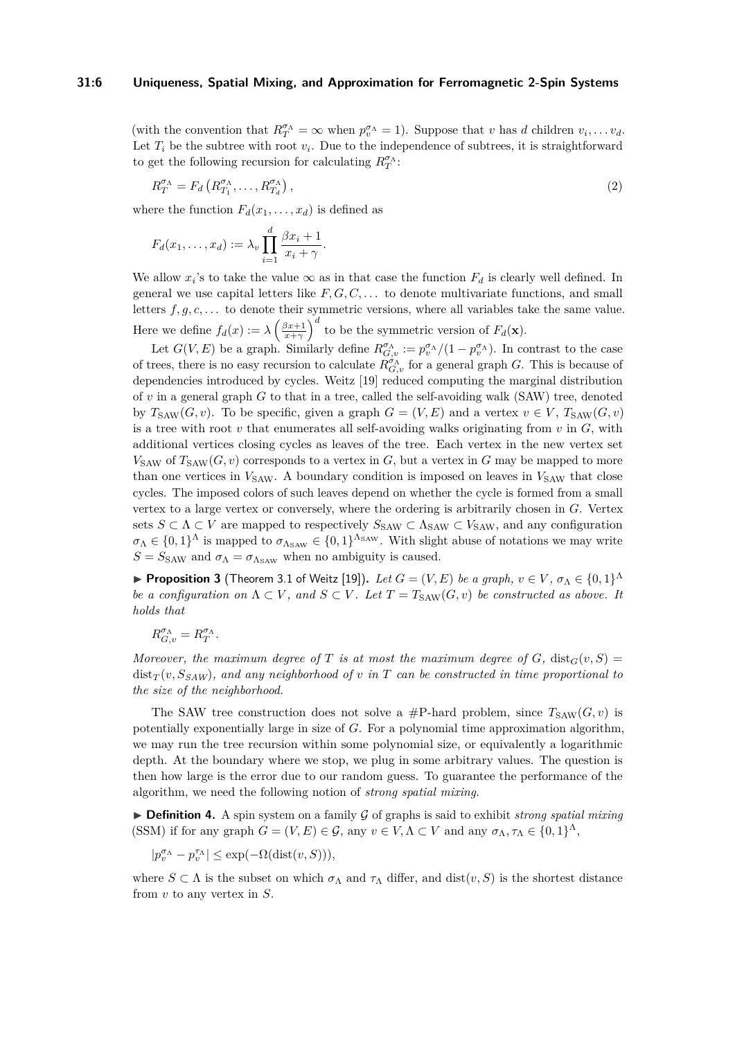(with the convention that $R_T^{\sigma_\Lambda} = \infty$ when $p_v^{\sigma_\Lambda} = 1$). Suppose that $v$ has $d$ children $v_i, \dots v_d$. Let $T_i$ be the subtree with root $v_i$. Due to the independence of subtrees, it is straightforward to get the following recursion for calculating $R_T^{\sigma_\Lambda}$:

$$R_T^{\sigma_\Lambda} = F_d\left(R_{T_1}^{\sigma_\Lambda}, \dots, R_{T_d}^{\sigma_\Lambda}\right), \tag{2}$$

where the function $F_d(x_1, \dots, x_d)$ is defined as

$$F_d(x_1, \dots, x_d) := \lambda_v \prod_{i=1}^{d} \frac{\beta x_i + 1}{x_i + \gamma}.$$

We allow $x_i$'s to take the value $\infty$ as in that case the function $F_d$ is clearly well defined. In general we use capital letters like $F, G, C, \dots$ to denote multivariate functions, and small letters $f, g, c, \dots$ to denote their symmetric versions, where all variables take the same value. Here we define $f_d(x) := \lambda \left(\frac{\beta x+1}{x+\gamma}\right)^d$ to be the symmetric version of $F_d(\mathbf{x})$.

Let $G(V, E)$ be a graph. Similarly define $R_{G,v}^{\sigma_\Lambda} := p_v^{\sigma_\Lambda}/(1 - p_v^{\sigma_\Lambda})$. In contrast to the case of trees, there is no easy recursion to calculate $R_{G,v}^{\sigma_\Lambda}$ for a general graph $G$. This is because of dependencies introduced by cycles. Weitz [19] reduced computing the marginal distribution of $v$ in a general graph $G$ to that in a tree, called the self-avoiding walk (SAW) tree, denoted by $T_{\text{SAW}}(G, v)$. To be specific, given a graph $G = (V, E)$ and a vertex $v \in V$, $T_{\text{SAW}}(G, v)$ is a tree with root $v$ that enumerates all self-avoiding walks originating from $v$ in $G$, with additional vertices closing cycles as leaves of the tree. Each vertex in the new vertex set $V_{\text{SAW}}$ of $T_{\text{SAW}}(G, v)$ corresponds to a vertex in $G$, but a vertex in $G$ may be mapped to more than one vertices in $V_{\text{SAW}}$. A boundary condition is imposed on leaves in $V_{\text{SAW}}$ that close cycles. The imposed colors of such leaves depend on whether the cycle is formed from a small vertex to a large vertex or conversely, where the ordering is arbitrarily chosen in $G$. Vertex sets $S \subset \Lambda \subset V$ are mapped to respectively $S_{\text{SAW}} \subset \Lambda_{\text{SAW}} \subset V_{\text{SAW}}$, and any configuration $\sigma_\Lambda \in \{0, 1\}^\Lambda$ is mapped to $\sigma_{\Lambda_{\text{SAW}}} \in \{0, 1\}^{\Lambda_{\text{SAW}}}$. With slight abuse of notations we may write $S = S_{\text{SAW}}$ and $\sigma_\Lambda = \sigma_{\Lambda_{\text{SAW}}}$ when no ambiguity is caused.

► **Proposition 3** (Theorem 3.1 of Weitz [19]). *Let $G = (V, E)$ be a graph, $v \in V$, $\sigma_\Lambda \in \{0, 1\}^\Lambda$ be a configuration on $\Lambda \subset V$, and $S \subset V$. Let $T = T_{\text{SAW}}(G, v)$ be constructed as above. It holds that*

$$R_{G,v}^{\sigma_\Lambda} = R_T^{\sigma_\Lambda}.$$

*Moreover, the maximum degree of $T$ is at most the maximum degree of $G$, $\text{dist}_G(v, S) = \text{dist}_T(v, S_{SAW})$, and any neighborhood of $v$ in $T$ can be constructed in time proportional to the size of the neighborhood.*

The SAW tree construction does not solve a #P-hard problem, since $T_{\text{SAW}}(G, v)$ is potentially exponentially large in size of $G$. For a polynomial time approximation algorithm, we may run the tree recursion within some polynomial size, or equivalently a logarithmic depth. At the boundary where we stop, we plug in some arbitrary values. The question is then how large is the error due to our random guess. To guarantee the performance of the algorithm, we need the following notion of *strong spatial mixing*.

► **Definition 4.** A spin system on a family $\mathcal{G}$ of graphs is said to exhibit *strong spatial mixing* (SSM) if for any graph $G = (V, E) \in \mathcal{G}$, any $v \in V, \Lambda \subset V$ and any $\sigma_\Lambda, \tau_\Lambda \in \{0, 1\}^\Lambda$,

$$|p_v^{\sigma_\Lambda} - p_v^{\tau_\Lambda}| \leq \exp(-\Omega(\text{dist}(v, S))),$$

where $S \subset \Lambda$ is the subset on which $\sigma_\Lambda$ and $\tau_\Lambda$ differ, and $\text{dist}(v, S)$ is the shortest distance from $v$ to any vertex in $S$.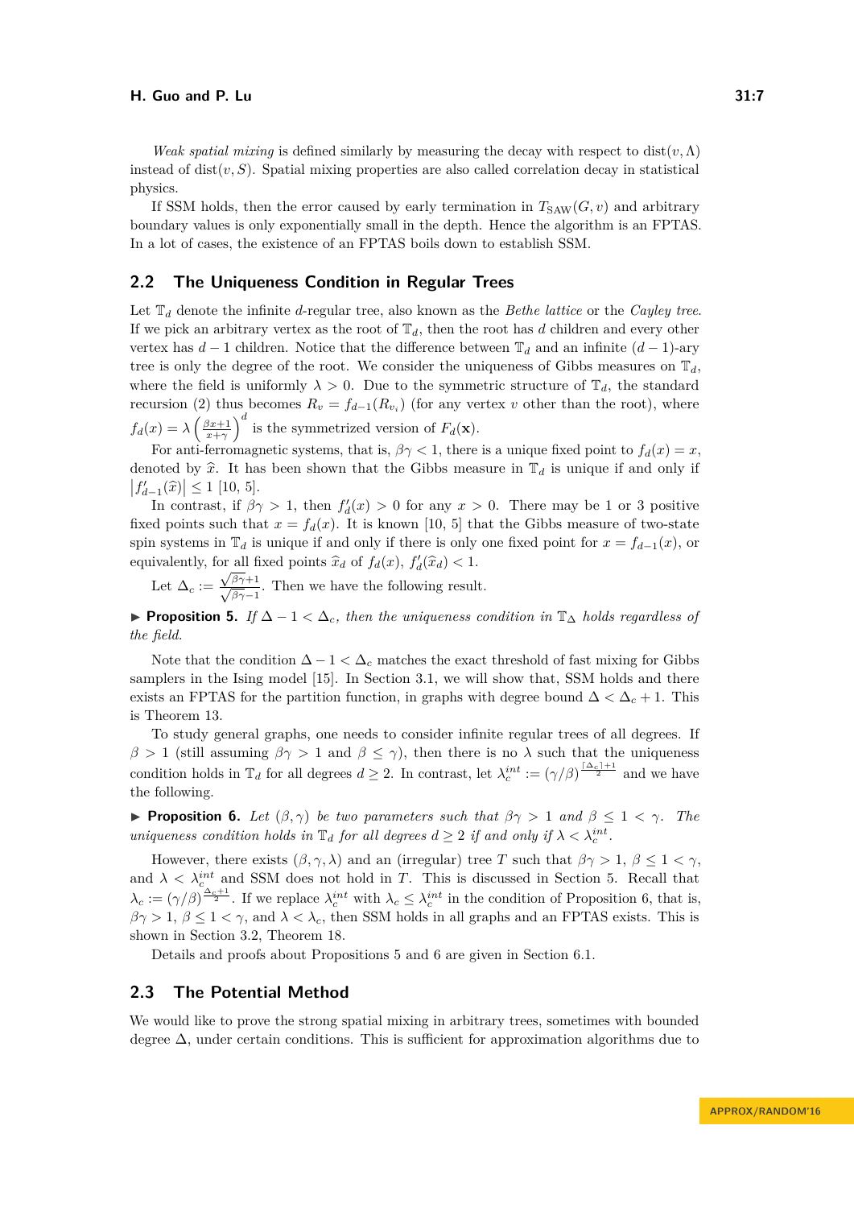*Weak spatial mixing* is defined similarly by measuring the decay with respect to $\text{dist}(v, \Lambda)$ instead of $\text{dist}(v, S)$. Spatial mixing properties are also called correlation decay in statistical physics.

If SSM holds, then the error caused by early termination in $T_{\text{SAW}}(G, v)$ and arbitrary boundary values is only exponentially small in the depth. Hence the algorithm is an FPTAS. In a lot of cases, the existence of an FPTAS boils down to establish SSM.

## 2.2 The Uniqueness Condition in Regular Trees

Let $\mathbb{T}_d$ denote the infinite $d$-regular tree, also known as the *Bethe lattice* or the *Cayley tree*. If we pick an arbitrary vertex as the root of $\mathbb{T}_d$, then the root has $d$ children and every other vertex has $d-1$ children. Notice that the difference between $\mathbb{T}_d$ and an infinite $(d-1)$-ary tree is only the degree of the root. We consider the uniqueness of Gibbs measures on $\mathbb{T}_d$, where the field is uniformly $\lambda > 0$. Due to the symmetric structure of $\mathbb{T}_d$, the standard recursion (2) thus becomes $R_v = f_{d-1}(R_{v_i})$ (for any vertex $v$ other than the root), where $f_d(x) = \lambda \left(\frac{\beta x+1}{x+\gamma}\right)^d$ is the symmetrized version of $F_d(\mathbf{x})$.

For anti-ferromagnetic systems, that is, $\beta\gamma < 1$, there is a unique fixed point to $f_d(x) = x$, denoted by $\widehat{x}$. It has been shown that the Gibbs measure in $\mathbb{T}_d$ is unique if and only if $\left|f'_{d-1}(\widehat{x})\right| \leq 1$ [10, 5].

In contrast, if $\beta\gamma > 1$, then $f'_d(x) > 0$ for any $x > 0$. There may be 1 or 3 positive fixed points such that $x = f_d(x)$. It is known [10, 5] that the Gibbs measure of two-state spin systems in $\mathbb{T}_d$ is unique if and only if there is only one fixed point for $x = f_{d-1}(x)$, or equivalently, for all fixed points $\widehat{x}_d$ of $f_d(x)$, $f'_d(\widehat{x}_d) < 1$.

Let $\Delta_c := \frac{\sqrt{\beta\gamma}+1}{\sqrt{\beta\gamma}-1}$. Then we have the following result.

▶ **Proposition 5.** *If $\Delta - 1 < \Delta_c$, then the uniqueness condition in $\mathbb{T}_\Delta$ holds regardless of the field.*

Note that the condition $\Delta - 1 < \Delta_c$ matches the exact threshold of fast mixing for Gibbs samplers in the Ising model [15]. In Section 3.1, we will show that, SSM holds and there exists an FPTAS for the partition function, in graphs with degree bound $\Delta < \Delta_c + 1$. This is Theorem 13.

To study general graphs, one needs to consider infinite regular trees of all degrees. If $\beta > 1$ (still assuming $\beta\gamma > 1$ and $\beta \leq \gamma$), then there is no $\lambda$ such that the uniqueness condition holds in $\mathbb{T}_d$ for all degrees $d \geq 2$. In contrast, let $\lambda_c^{int} := (\gamma/\beta)^{\frac{\lceil\Delta_c\rceil+1}{2}}$ and we have the following.

▶ **Proposition 6.** *Let $(\beta, \gamma)$ be two parameters such that $\beta\gamma > 1$ and $\beta \leq 1 < \gamma$. The uniqueness condition holds in $\mathbb{T}_d$ for all degrees $d \geq 2$ if and only if $\lambda < \lambda_c^{int}$.*

However, there exists $(\beta, \gamma, \lambda)$ and an (irregular) tree $T$ such that $\beta\gamma > 1$, $\beta \leq 1 < \gamma$, and $\lambda < \lambda_c^{int}$ and SSM does not hold in $T$. This is discussed in Section 5. Recall that $\lambda_c := (\gamma/\beta)^{\frac{\Delta_c+1}{2}}$. If we replace $\lambda_c^{int}$ with $\lambda_c \leq \lambda_c^{int}$ in the condition of Proposition 6, that is, $\beta\gamma > 1$, $\beta \leq 1 < \gamma$, and $\lambda < \lambda_c$, then SSM holds in all graphs and an FPTAS exists. This is shown in Section 3.2, Theorem 18.

Details and proofs about Propositions 5 and 6 are given in Section 6.1.

## 2.3 The Potential Method

We would like to prove the strong spatial mixing in arbitrary trees, sometimes with bounded degree $\Delta$, under certain conditions. This is sufficient for approximation algorithms due to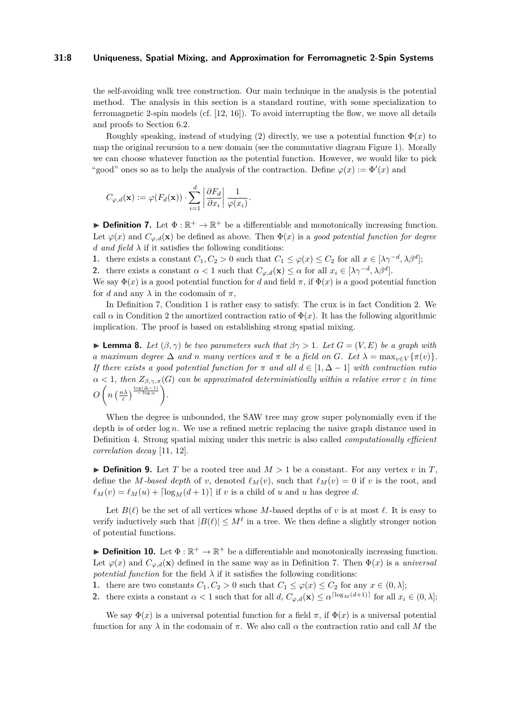the self-avoiding walk tree construction. Our main technique in the analysis is the potential method. The analysis in this section is a standard routine, with some specialization to ferromagnetic 2-spin models (cf. [12, 16]). To avoid interrupting the flow, we move all details and proofs to Section 6.2.

Roughly speaking, instead of studying (2) directly, we use a potential function $\Phi(x)$ to map the original recursion to a new domain (see the commutative diagram Figure 1). Morally we can choose whatever function as the potential function. However, we would like to pick "good" ones so as to help the analysis of the contraction. Define $\varphi(x) := \Phi'(x)$ and

$$C_{\varphi,d}(\mathbf{x}) := \varphi(F_d(\mathbf{x})) \cdot \sum_{i=1}^{d} \left| \frac{\partial F_d}{\partial x_i} \right| \frac{1}{\varphi(x_i)}.$$

▶ **Definition 7.** Let $\Phi : \mathbb{R}^+ \to \mathbb{R}^+$ be a differentiable and monotonically increasing function. Let $\varphi(x)$ and $C_{\varphi,d}(\mathbf{x})$ be defined as above. Then $\Phi(x)$ is a *good potential function for degree $d$ and field $\lambda$* if it satisfies the following conditions:

1. there exists a constant $C_1, C_2 > 0$ such that $C_1 \leq \varphi(x) \leq C_2$ for all $x \in [\lambda\gamma^{-d}, \lambda\beta^d]$;
2. there exists a constant $\alpha < 1$ such that $C_{\varphi,d}(\mathbf{x}) \leq \alpha$ for all $x_i \in [\lambda\gamma^{-d}, \lambda\beta^d]$.

We say $\Phi(x)$ is a good potential function for $d$ and field $\pi$, if $\Phi(x)$ is a good potential function for $d$ and any $\lambda$ in the codomain of $\pi$,

In Definition 7, Condition 1 is rather easy to satisfy. The crux is in fact Condition 2. We call $\alpha$ in Condition 2 the amortized contraction ratio of $\Phi(x)$. It has the following algorithmic implication. The proof is based on establishing strong spatial mixing.

▶ **Lemma 8.** *Let $(\beta, \gamma)$ be two parameters such that $\beta\gamma > 1$. Let $G = (V, E)$ be a graph with a maximum degree $\Delta$ and $n$ many vertices and $\pi$ be a field on $G$. Let $\lambda = \max_{v \in V}\{\pi(v)\}$. If there exists a good potential function for $\pi$ and all $d \in [1, \Delta - 1]$ with contraction ratio $\alpha < 1$, then $Z_{\beta,\gamma,\pi}(G)$ can be approximated deterministically within a relative error $\varepsilon$ in time $O\left(n \left(\frac{n\lambda}{\varepsilon}\right)^{\frac{\log(\Delta-1)}{-\log \alpha}}\right)$.*

When the degree is unbounded, the SAW tree may grow super polynomially even if the depth is of order $\log n$. We use a refined metric replacing the naive graph distance used in Definition 4. Strong spatial mixing under this metric is also called *computationally efficient correlation decay* [11, 12].

▶ **Definition 9.** Let $T$ be a rooted tree and $M > 1$ be a constant. For any vertex $v$ in $T$, define the *$M$-based depth* of $v$, denoted $\ell_M(v)$, such that $\ell_M(v) = 0$ if $v$ is the root, and $\ell_M(v) = \ell_M(u) + \lceil \log_M(d+1) \rceil$ if $v$ is a child of $u$ and $u$ has degree $d$.

Let $B(\ell)$ be the set of all vertices whose $M$-based depths of $v$ is at most $\ell$. It is easy to verify inductively such that $|B(\ell)| \leq M^\ell$ in a tree. We then define a slightly stronger notion of potential functions.

▶ **Definition 10.** Let $\Phi : \mathbb{R}^+ \to \mathbb{R}^+$ be a differentiable and monotonically increasing function. Let $\varphi(x)$ and $C_{\varphi,d}(\mathbf{x})$ defined in the same way as in Definition 7. Then $\Phi(x)$ is a *universal potential function* for the field $\lambda$ if it satisfies the following conditions:

1. there are two constants $C_1, C_2 > 0$ such that $C_1 \leq \varphi(x) \leq C_2$ for any $x \in (0, \lambda]$;
2. there exists a constant $\alpha < 1$ such that for all $d$, $C_{\varphi,d}(\mathbf{x}) \leq \alpha^{\lceil \log_M(d+1) \rceil}$ for all $x_i \in (0, \lambda]$;

We say $\Phi(x)$ is a universal potential function for a field $\pi$, if $\Phi(x)$ is a universal potential function for any $\lambda$ in the codomain of $\pi$. We also call $\alpha$ the contraction ratio and call $M$ the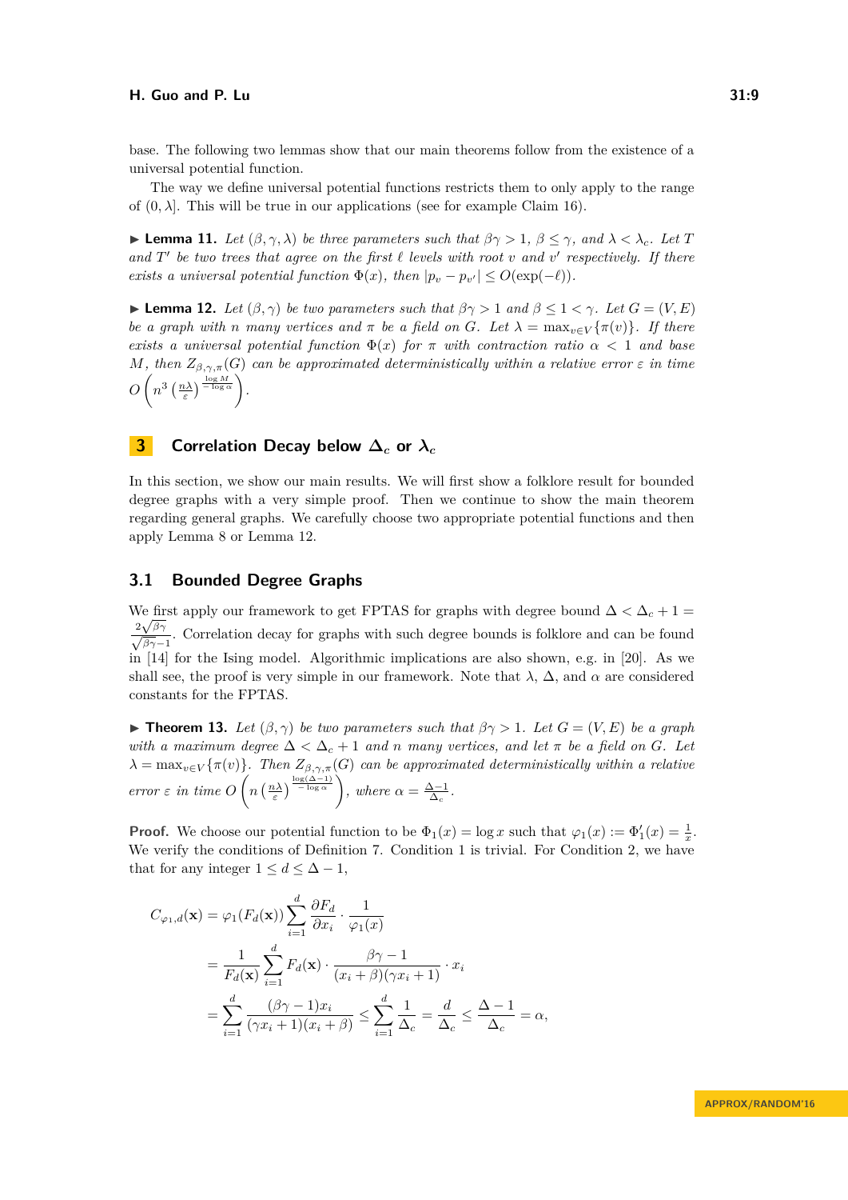base. The following two lemmas show that our main theorems follow from the existence of a universal potential function.

The way we define universal potential functions restricts them to only apply to the range of $(0, \lambda]$. This will be true in our applications (see for example Claim 16).

▶ **Lemma 11.** *Let $(\beta, \gamma, \lambda)$ be three parameters such that $\beta\gamma > 1$, $\beta \le \gamma$, and $\lambda < \lambda_c$. Let $T$ and $T'$ be two trees that agree on the first $\ell$ levels with root $v$ and $v'$ respectively. If there exists a universal potential function $\Phi(x)$, then $|p_v - p_{v'}| \le O(\exp(-\ell))$.*

▶ **Lemma 12.** *Let $(\beta, \gamma)$ be two parameters such that $\beta\gamma > 1$ and $\beta \le 1 < \gamma$. Let $G = (V, E)$ be a graph with $n$ many vertices and $\pi$ be a field on $G$. Let $\lambda = \max_{v \in V}\{\pi(v)\}$. If there exists a universal potential function $\Phi(x)$ for $\pi$ with contraction ratio $\alpha < 1$ and base $M$, then $Z_{\beta,\gamma,\pi}(G)$ can be approximated deterministically within a relative error $\varepsilon$ in time $O\left(n^3 \left(\frac{n\lambda}{\varepsilon}\right)^{\frac{\log M}{-\log \alpha}}\right)$.*

## 3 Correlation Decay below $\Delta_c$ or $\lambda_c$

In this section, we show our main results. We will first show a folklore result for bounded degree graphs with a very simple proof. Then we continue to show the main theorem regarding general graphs. We carefully choose two appropriate potential functions and then apply Lemma 8 or Lemma 12.

### 3.1 Bounded Degree Graphs

We first apply our framework to get FPTAS for graphs with degree bound $\Delta < \Delta_c + 1 = \frac{2\sqrt{\beta\gamma}}{\sqrt{\beta\gamma}-1}$. Correlation decay for graphs with such degree bounds is folklore and can be found in [14] for the Ising model. Algorithmic implications are also shown, e.g. in [20]. As we shall see, the proof is very simple in our framework. Note that $\lambda$, $\Delta$, and $\alpha$ are considered constants for the FPTAS.

▶ **Theorem 13.** *Let $(\beta, \gamma)$ be two parameters such that $\beta\gamma > 1$. Let $G = (V, E)$ be a graph with a maximum degree $\Delta < \Delta_c + 1$ and $n$ many vertices, and let $\pi$ be a field on $G$. Let $\lambda = \max_{v \in V}\{\pi(v)\}$. Then $Z_{\beta,\gamma,\pi}(G)$ can be approximated deterministically within a relative error $\varepsilon$ in time $O\left(n \left(\frac{n\lambda}{\varepsilon}\right)^{\frac{\log(\Delta-1)}{-\log \alpha}}\right)$, where $\alpha = \frac{\Delta-1}{\Delta_c}$.*

**Proof.** We choose our potential function to be $\Phi_1(x) = \log x$ such that $\varphi_1(x) := \Phi_1'(x) = \frac{1}{x}$. We verify the conditions of Definition 7. Condition 1 is trivial. For Condition 2, we have that for any integer $1 \le d \le \Delta - 1$,

$$
\begin{aligned}
C_{\varphi_1,d}(\mathbf{x}) &= \varphi_1(F_d(\mathbf{x})) \sum_{i=1}^{d} \frac{\partial F_d}{\partial x_i} \cdot \frac{1}{\varphi_1(x)} \\
&= \frac{1}{F_d(\mathbf{x})} \sum_{i=1}^{d} F_d(\mathbf{x}) \cdot \frac{\beta\gamma - 1}{(x_i + \beta)(\gamma x_i + 1)} \cdot x_i \\
&= \sum_{i=1}^{d} \frac{(\beta\gamma - 1)x_i}{(\gamma x_i + 1)(x_i + \beta)} \le \sum_{i=1}^{d} \frac{1}{\Delta_c} = \frac{d}{\Delta_c} \le \frac{\Delta - 1}{\Delta_c} = \alpha,
\end{aligned}
$$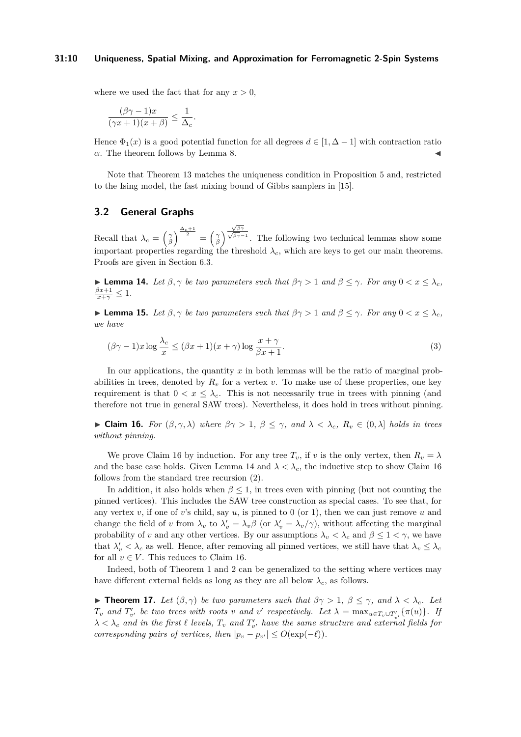where we used the fact that for any $x > 0$,

$$\frac{(\beta\gamma - 1)x}{(\gamma x + 1)(x + \beta)} \le \frac{1}{\Delta_c}.$$

Hence $\Phi_1(x)$ is a good potential function for all degrees $d \in [1, \Delta - 1]$ with contraction ratio $\alpha$. The theorem follows by Lemma 8. ◀

Note that Theorem 13 matches the uniqueness condition in Proposition 5 and, restricted to the Ising model, the fast mixing bound of Gibbs samplers in [15].

## 3.2 General Graphs

Recall that $\lambda_c = \left(\frac{\gamma}{\beta}\right)^{\frac{\Delta_c+1}{2}} = \left(\frac{\gamma}{\beta}\right)^{\frac{\sqrt{\beta\gamma}}{\sqrt{\beta\gamma}-1}}$. The following two technical lemmas show some important properties regarding the threshold $\lambda_c$, which are keys to get our main theorems. Proofs are given in Section 6.3.

▶ **Lemma 14.** *Let $\beta, \gamma$ be two parameters such that $\beta\gamma > 1$ and $\beta \le \gamma$. For any $0 < x \le \lambda_c$, $\frac{\beta x + 1}{x + \gamma} \le 1$.*

▶ **Lemma 15.** *Let $\beta, \gamma$ be two parameters such that $\beta\gamma > 1$ and $\beta \le \gamma$. For any $0 < x \le \lambda_c$, we have*

$$(\beta\gamma - 1)x \log \frac{\lambda_c}{x} \le (\beta x + 1)(x + \gamma) \log \frac{x + \gamma}{\beta x + 1}. \tag{3}$$

In our applications, the quantity $x$ in both lemmas will be the ratio of marginal probabilities in trees, denoted by $R_v$ for a vertex $v$. To make use of these properties, one key requirement is that $0 < x \le \lambda_c$. This is not necessarily true in trees with pinning (and therefore not true in general SAW trees). Nevertheless, it does hold in trees without pinning.

▶ **Claim 16.** *For $(\beta, \gamma, \lambda)$ where $\beta\gamma > 1$, $\beta \le \gamma$, and $\lambda < \lambda_c$, $R_v \in (0, \lambda]$ holds in trees without pinning.*

We prove Claim 16 by induction. For any tree $T_v$, if $v$ is the only vertex, then $R_v = \lambda$ and the base case holds. Given Lemma 14 and $\lambda < \lambda_c$, the inductive step to show Claim 16 follows from the standard tree recursion (2).

In addition, it also holds when $\beta \le 1$, in trees even with pinning (but not counting the pinned vertices). This includes the SAW tree construction as special cases. To see that, for any vertex $v$, if one of $v$'s child, say $u$, is pinned to 0 (or 1), then we can just remove $u$ and change the field of $v$ from $\lambda_v$ to $\lambda'_v = \lambda_v \beta$ (or $\lambda'_v = \lambda_v/\gamma$), without affecting the marginal probability of $v$ and any other vertices. By our assumptions $\lambda_v < \lambda_c$ and $\beta \le 1 < \gamma$, we have that $\lambda'_v < \lambda_c$ as well. Hence, after removing all pinned vertices, we still have that $\lambda_v \le \lambda_c$ for all $v \in V$. This reduces to Claim 16.

Indeed, both of Theorem 1 and 2 can be generalized to the setting where vertices may have different external fields as long as they are all below $\lambda_c$, as follows.

▶ **Theorem 17.** *Let $(\beta, \gamma)$ be two parameters such that $\beta\gamma > 1$, $\beta \le \gamma$, and $\lambda < \lambda_c$. Let $T_v$ and $T'_{v'}$ be two trees with roots $v$ and $v'$ respectively. Let $\lambda = \max_{u \in T_v \cup T'_{v'}} \{\pi(u)\}$. If $\lambda < \lambda_c$ and in the first $\ell$ levels, $T_v$ and $T'_{v'}$ have the same structure and external fields for corresponding pairs of vertices, then $|p_v - p_{v'}| \le O(\exp(-\ell))$.*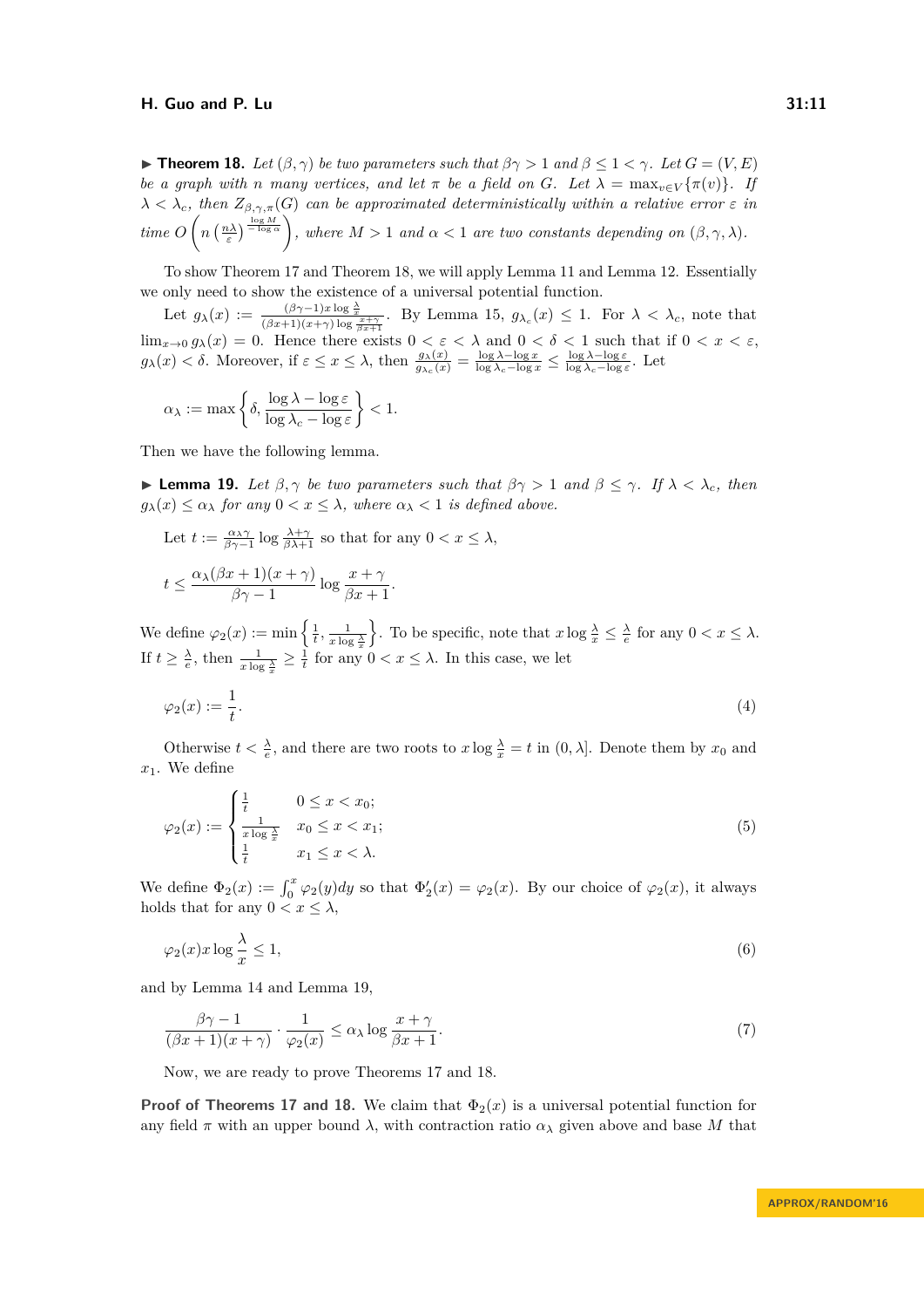▶ **Theorem 18.** *Let $(\beta,\gamma)$ be two parameters such that $\beta\gamma > 1$ and $\beta \le 1 < \gamma$. Let $G = (V, E)$ be a graph with $n$ many vertices, and let $\pi$ be a field on $G$. Let $\lambda = \max_{v\in V}\{\pi(v)\}$. If $\lambda < \lambda_c$, then $Z_{\beta,\gamma,\pi}(G)$ can be approximated deterministically within a relative error $\varepsilon$ in time $O\left(n\left(\frac{n\lambda}{\varepsilon}\right)^{\frac{\log M}{-\log\alpha}}\right)$, where $M > 1$ and $\alpha < 1$ are two constants depending on $(\beta,\gamma,\lambda)$.*

To show Theorem 17 and Theorem 18, we will apply Lemma 11 and Lemma 12. Essentially we only need to show the existence of a universal potential function.

Let $g_\lambda(x) := \frac{(\beta\gamma-1)x\log\frac{\lambda}{x}}{(\beta x+1)(x+\gamma)\log\frac{x+\gamma}{\beta x+1}}$. By Lemma 15, $g_{\lambda_c}(x) \le 1$. For $\lambda < \lambda_c$, note that $\lim_{x\to 0} g_\lambda(x) = 0$. Hence there exists $0 < \varepsilon < \lambda$ and $0 < \delta < 1$ such that if $0 < x < \varepsilon$, $g_\lambda(x) < \delta$. Moreover, if $\varepsilon \le x \le \lambda$, then $\frac{g_\lambda(x)}{g_{\lambda_c}(x)} = \frac{\log\lambda - \log x}{\log\lambda_c - \log x} \le \frac{\log\lambda-\log\varepsilon}{\log\lambda_c - \log\varepsilon}$. Let

$$\alpha_\lambda := \max\left\{\delta, \frac{\log\lambda-\log\varepsilon}{\log\lambda_c-\log\varepsilon}\right\} < 1.$$

Then we have the following lemma.

▶ **Lemma 19.** *Let $\beta,\gamma$ be two parameters such that $\beta\gamma > 1$ and $\beta \le \gamma$. If $\lambda < \lambda_c$, then $g_\lambda(x) \le \alpha_\lambda$ for any $0 < x \le \lambda$, where $\alpha_\lambda < 1$ is defined above.*

Let $t := \frac{\alpha_\lambda\gamma}{\beta\gamma-1}\log\frac{\lambda+\gamma}{\beta\lambda+1}$ so that for any $0 < x \le \lambda$,

$$t \le \frac{\alpha_\lambda(\beta x+1)(x+\gamma)}{\beta\gamma-1}\log\frac{x+\gamma}{\beta x+1}.$$

We define $\varphi_2(x) := \min\left\{\frac{1}{t}, \frac{1}{x\log\frac{\lambda}{x}}\right\}$. To be specific, note that $x\log\frac{\lambda}{x} \le \frac{\lambda}{e}$ for any $0 < x \le \lambda$. If $t \ge \frac{\lambda}{e}$, then $\frac{1}{x\log\frac{\lambda}{x}} \ge \frac{1}{t}$ for any $0 < x \le \lambda$. In this case, we let

$$\varphi_2(x) := \frac{1}{t}. \tag{4}$$

Otherwise $t < \frac{\lambda}{e}$, and there are two roots to $x\log\frac{\lambda}{x} = t$ in $(0,\lambda]$. Denote them by $x_0$ and $x_1$. We define

$$\varphi_2(x) := \begin{cases} \frac{1}{t} & 0 \le x < x_0; \\ \frac{1}{x\log\frac{\lambda}{x}} & x_0 \le x < x_1; \\ \frac{1}{t} & x_1 \le x < \lambda. \end{cases} \tag{5}$$

We define $\Phi_2(x) := \int_0^x \varphi_2(y)dy$ so that $\Phi_2'(x) = \varphi_2(x)$. By our choice of $\varphi_2(x)$, it always holds that for any $0 < x \le \lambda$,

$$\varphi_2(x)x\log\frac{\lambda}{x} \le 1, \tag{6}$$

and by Lemma 14 and Lemma 19,

$$\frac{\beta\gamma-1}{(\beta x+1)(x+\gamma)}\cdot\frac{1}{\varphi_2(x)} \le \alpha_\lambda\log\frac{x+\gamma}{\beta x+1}. \tag{7}$$

Now, we are ready to prove Theorems 17 and 18.

**Proof of Theorems 17 and 18.** We claim that $\Phi_2(x)$ is a universal potential function for any field $\pi$ with an upper bound $\lambda$, with contraction ratio $\alpha_\lambda$ given above and base $M$ that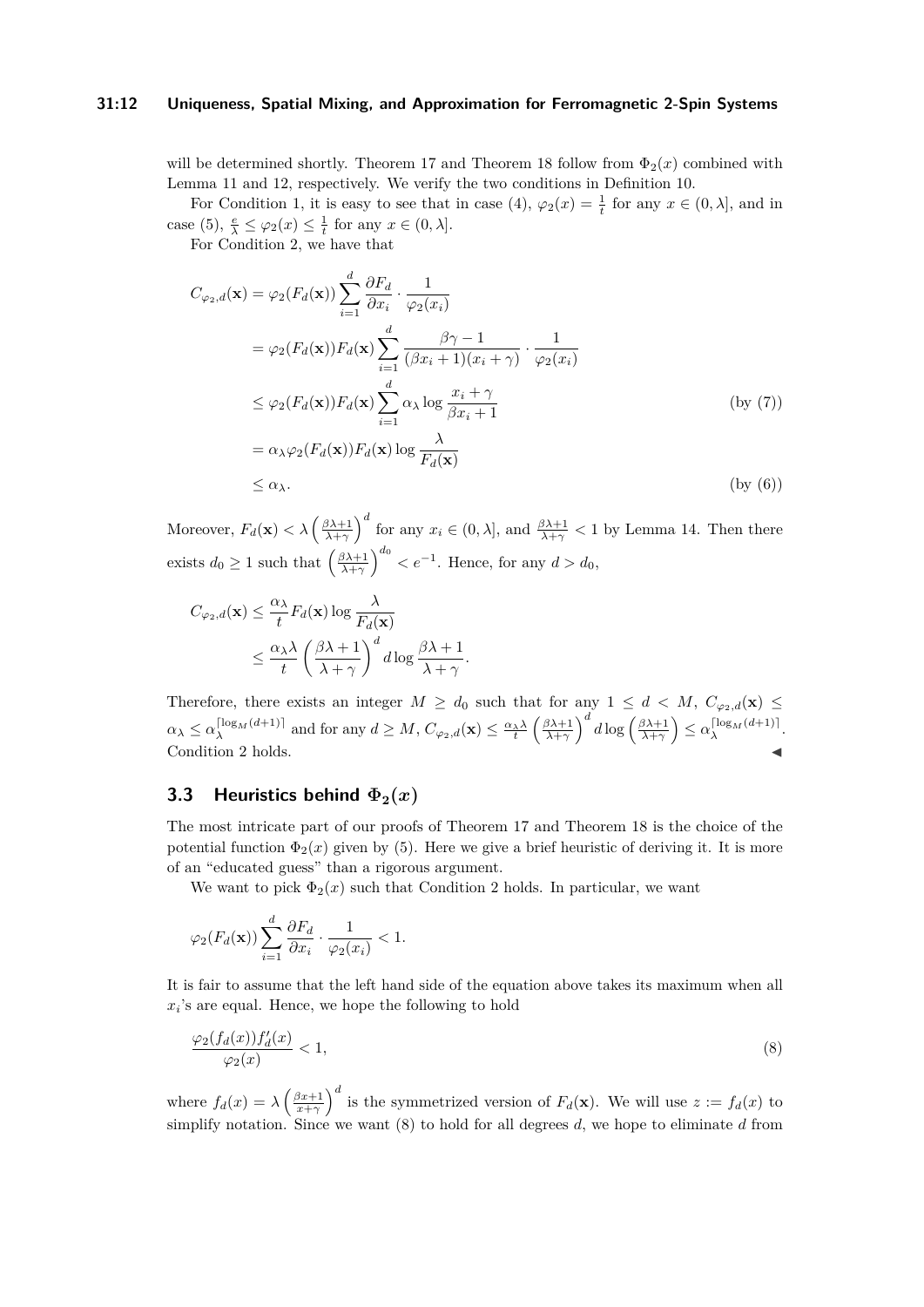will be determined shortly. Theorem 17 and Theorem 18 follow from $\Phi_2(x)$ combined with Lemma 11 and 12, respectively. We verify the two conditions in Definition 10.

For Condition 1, it is easy to see that in case (4), $\varphi_2(x) = \frac{1}{t}$ for any $x \in (0, \lambda]$, and in case (5), $\frac{e}{\lambda} \le \varphi_2(x) \le \frac{1}{t}$ for any $x \in (0, \lambda]$.

For Condition 2, we have that

$$
\begin{aligned}
C_{\varphi_2,d}(\mathbf{x}) &= \varphi_2(F_d(\mathbf{x})) \sum_{i=1}^{d} \frac{\partial F_d}{\partial x_i} \cdot \frac{1}{\varphi_2(x_i)} \\
&= \varphi_2(F_d(\mathbf{x})) F_d(\mathbf{x}) \sum_{i=1}^{d} \frac{\beta\gamma - 1}{(\beta x_i + 1)(x_i + \gamma)} \cdot \frac{1}{\varphi_2(x_i)} \\
&\le \varphi_2(F_d(\mathbf{x})) F_d(\mathbf{x}) \sum_{i=1}^{d} \alpha_\lambda \log \frac{x_i + \gamma}{\beta x_i + 1} && \text{(by (7))} \\
&= \alpha_\lambda \varphi_2(F_d(\mathbf{x})) F_d(\mathbf{x}) \log \frac{\lambda}{F_d(\mathbf{x})} \\
&\le \alpha_\lambda. && \text{(by (6))}
\end{aligned}
$$

Moreover, $F_d(\mathbf{x}) < \lambda \left( \frac{\beta\lambda+1}{\lambda+\gamma} \right)^d$ for any $x_i \in (0, \lambda]$, and $\frac{\beta\lambda+1}{\lambda+\gamma} < 1$ by Lemma 14. Then there exists $d_0 \ge 1$ such that $\left( \frac{\beta\lambda+1}{\lambda+\gamma} \right)^{d_0} < e^{-1}$. Hence, for any $d > d_0$,

$$
\begin{aligned}
C_{\varphi_2,d}(\mathbf{x}) &\le \frac{\alpha_\lambda}{t} F_d(\mathbf{x}) \log \frac{\lambda}{F_d(\mathbf{x})} \\
&\le \frac{\alpha_\lambda \lambda}{t} \left( \frac{\beta\lambda+1}{\lambda+\gamma} \right)^d d \log \frac{\beta\lambda+1}{\lambda+\gamma}.
\end{aligned}
$$

Therefore, there exists an integer $M \ge d_0$ such that for any $1 \le d < M$, $C_{\varphi_2,d}(\mathbf{x}) \le \alpha_\lambda \le \alpha_\lambda^{\lceil \log_M(d+1) \rceil}$ and for any $d \ge M$, $C_{\varphi_2,d}(\mathbf{x}) \le \frac{\alpha_\lambda \lambda}{t} \left( \frac{\beta\lambda+1}{\lambda+\gamma} \right)^d d \log \left( \frac{\beta\lambda+1}{\lambda+\gamma} \right) \le \alpha_\lambda^{\lceil \log_M(d+1) \rceil}$. Condition 2 holds. ◀

## 3.3 Heuristics behind $\Phi_2(x)$

The most intricate part of our proofs of Theorem 17 and Theorem 18 is the choice of the potential function $\Phi_2(x)$ given by (5). Here we give a brief heuristic of deriving it. It is more of an "educated guess" than a rigorous argument.

We want to pick $\Phi_2(x)$ such that Condition 2 holds. In particular, we want

$$
\varphi_2(F_d(\mathbf{x})) \sum_{i=1}^{d} \frac{\partial F_d}{\partial x_i} \cdot \frac{1}{\varphi_2(x_i)} < 1.
$$

It is fair to assume that the left hand side of the equation above takes its maximum when all $x_i$'s are equal. Hence, we hope the following to hold

$$
\frac{\varphi_2(f_d(x)) f_d'(x)}{\varphi_2(x)} < 1, \tag{8}
$$

where $f_d(x) = \lambda \left( \frac{\beta x+1}{x+\gamma} \right)^d$ is the symmetrized version of $F_d(\mathbf{x})$. We will use $z := f_d(x)$ to simplify notation. Since we want (8) to hold for all degrees $d$, we hope to eliminate $d$ from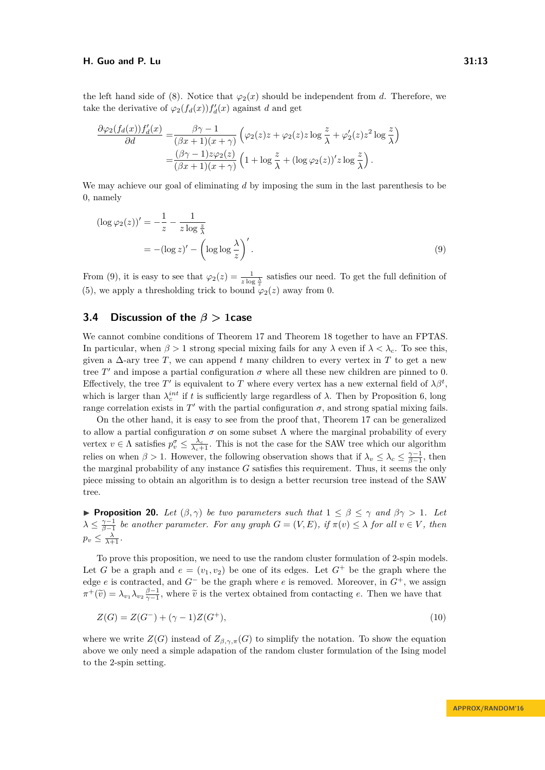the left hand side of (8). Notice that $\varphi_2(x)$ should be independent from $d$. Therefore, we take the derivative of $\varphi_2(f_d(x))f_d'(x)$ against $d$ and get

$$
\begin{aligned}
\frac{\partial \varphi_2(f_d(x))f_d'(x)}{\partial d} =& \frac{\beta\gamma - 1}{(\beta x+1)(x+\gamma)}\left(\varphi_2(z)z + \varphi_2(z)z\log\frac{z}{\lambda} + \varphi_2'(z)z^2\log\frac{z}{\lambda}\right)\\
=& \frac{(\beta\gamma-1)z\varphi_2(z)}{(\beta x+1)(x+\gamma)}\left(1+\log\frac{z}{\lambda} + (\log\varphi_2(z))'z\log\frac{z}{\lambda}\right).
\end{aligned}
$$

We may achieve our goal of eliminating $d$ by imposing the sum in the last parenthesis to be 0, namely

$$
\begin{aligned}
(\log\varphi_2(z))' &= -\frac{1}{z} - \frac{1}{z\log\frac{z}{\lambda}}\\
&= -(\log z)' - \left(\log\log\frac{\lambda}{z}\right)'. \qquad (9)
\end{aligned}
$$

From (9), it is easy to see that $\varphi_2(z) = \frac{1}{z\log\frac{\lambda}{z}}$ satisfies our need. To get the full definition of (5), we apply a thresholding trick to bound $\varphi_2(z)$ away from 0.

## 3.4 Discussion of the $\beta > 1$case

We cannot combine conditions of Theorem 17 and Theorem 18 together to have an FPTAS. In particular, when $\beta > 1$ strong special mixing fails for any $\lambda$ even if $\lambda < \lambda_c$. To see this, given a $\Delta$-ary tree $T$, we can append $t$ many children to every vertex in $T$ to get a new tree $T'$ and impose a partial configuration $\sigma$ where all these new children are pinned to 0. Effectively, the tree $T'$ is equivalent to $T$ where every vertex has a new external field of $\lambda\beta^t$, which is larger than $\lambda_c^{int}$ if $t$ is sufficiently large regardless of $\lambda$. Then by Proposition 6, long range correlation exists in $T'$ with the partial configuration $\sigma$, and strong spatial mixing fails.

On the other hand, it is easy to see from the proof that, Theorem 17 can be generalized to allow a partial configuration $\sigma$ on some subset $\Lambda$ where the marginal probability of every vertex $v \in \Lambda$ satisfies $p_v^\sigma \le \frac{\lambda_c}{\lambda_c+1}$. This is not the case for the SAW tree which our algorithm relies on when $\beta > 1$. However, the following observation shows that if $\lambda_v \le \lambda_c \le \frac{\gamma-1}{\beta-1}$, then the marginal probability of any instance $G$ satisfies this requirement. Thus, it seems the only piece missing to obtain an algorithm is to design a better recursion tree instead of the SAW tree.

▶ **Proposition 20.** *Let $(\beta,\gamma)$ be two parameters such that $1 \le \beta \le \gamma$ and $\beta\gamma > 1$. Let $\lambda \le \frac{\gamma-1}{\beta-1}$ be another parameter. For any graph $G = (V,E)$, if $\pi(v) \le \lambda$ for all $v \in V$, then $p_v \le \frac{\lambda}{\lambda+1}$.*

To prove this proposition, we need to use the random cluster formulation of 2-spin models. Let $G$ be a graph and $e = (v_1, v_2)$ be one of its edges. Let $G^+$ be the graph where the edge $e$ is contracted, and $G^-$ be the graph where $e$ is removed. Moreover, in $G^+$, we assign $\pi^+(\widetilde{v}) = \lambda_{v_1}\lambda_{v_2}\frac{\beta-1}{\gamma-1}$, where $\widetilde{v}$ is the vertex obtained from contacting $e$. Then we have that

$$
Z(G) = Z(G^-) + (\gamma-1)Z(G^+), \qquad (10)
$$

where we write $Z(G)$ instead of $Z_{\beta,\gamma,\pi}(G)$ to simplify the notation. To show the equation above we only need a simple adaptation of the random cluster formulation of the Ising model to the 2-spin setting.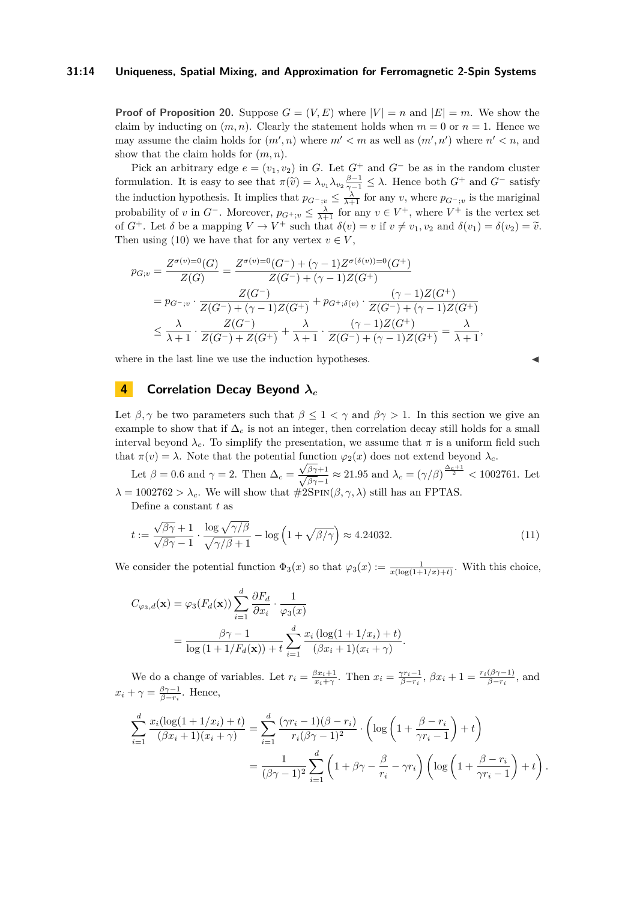**Proof of Proposition 20.** Suppose $G = (V, E)$ where $|V| = n$ and $|E| = m$. We show the claim by inducting on $(m, n)$. Clearly the statement holds when $m = 0$ or $n = 1$. Hence we may assume the claim holds for $(m', n)$ where $m' < m$ as well as $(m', n')$ where $n' < n$, and show that the claim holds for $(m, n)$.

Pick an arbitrary edge $e = (v_1, v_2)$ in $G$. Let $G^+$ and $G^-$ be as in the random cluster formulation. It is easy to see that $\pi(\widetilde{v}) = \lambda_{v_1}\lambda_{v_2}\frac{\beta-1}{\gamma-1} \leq \lambda$. Hence both $G^+$ and $G^-$ satisfy the induction hypothesis. It implies that $p_{G^-;v} \leq \frac{\lambda}{\lambda+1}$ for any $v$, where $p_{G^-;v}$ is the mariginal probability of $v$ in $G^-$. Moreover, $p_{G^+;v} \leq \frac{\lambda}{\lambda+1}$ for any $v \in V^+$, where $V^+$ is the vertex set of $G^+$. Let $\delta$ be a mapping $V \to V^+$ such that $\delta(v) = v$ if $v \neq v_1, v_2$ and $\delta(v_1) = \delta(v_2) = \widetilde{v}$. Then using (10) we have that for any vertex $v \in V$,

$$
\begin{aligned}
p_{G;v} &= \frac{Z^{\sigma(v)=0}(G)}{Z(G)} = \frac{Z^{\sigma(v)=0}(G^-) + (\gamma-1)Z^{\sigma(\delta(v))=0}(G^+)}{Z(G^-) + (\gamma-1)Z(G^+)} \\
&= p_{G^-;v} \cdot \frac{Z(G^-)}{Z(G^-) + (\gamma-1)Z(G^+)} + p_{G^+;\delta(v)} \cdot \frac{(\gamma-1)Z(G^+)}{Z(G^-) + (\gamma-1)Z(G^+)} \\
&\leq \frac{\lambda}{\lambda+1} \cdot \frac{Z(G^-)}{Z(G^-) + Z(G^+)} + \frac{\lambda}{\lambda+1} \cdot \frac{(\gamma-1)Z(G^+)}{Z(G^-) + (\gamma-1)Z(G^+)} = \frac{\lambda}{\lambda+1},
\end{aligned}
$$

where in the last line we use the induction hypotheses. ◀

## 4 Correlation Decay Beyond $\lambda_c$

Let $\beta, \gamma$ be two parameters such that $\beta \leq 1 < \gamma$ and $\beta\gamma > 1$. In this section we give an example to show that if $\Delta_c$ is not an integer, then correlation decay still holds for a small interval beyond $\lambda_c$. To simplify the presentation, we assume that $\pi$ is a uniform field such that $\pi(v) = \lambda$. Note that the potential function $\varphi_2(x)$ does not extend beyond $\lambda_c$.

Let $\beta = 0.6$ and $\gamma = 2$. Then $\Delta_c = \frac{\sqrt{\beta\gamma}+1}{\sqrt{\beta\gamma}-1} \approx 21.95$ and $\lambda_c = (\gamma/\beta)^{\frac{\Delta_c+1}{2}} < 1002761$. Let $\lambda = 1002762 > \lambda_c$. We will show that #2Spin$(\beta, \gamma, \lambda)$ still has an FPTAS.

Define a constant $t$ as

$$
t := \frac{\sqrt{\beta\gamma}+1}{\sqrt{\beta\gamma}-1} \cdot \frac{\log\sqrt{\gamma/\beta}}{\sqrt{\gamma/\beta}+1} - \log\left(1 + \sqrt{\beta/\gamma}\right) \approx 4.24032. \tag{11}
$$

We consider the potential function $\Phi_3(x)$ so that $\varphi_3(x) := \frac{1}{x(\log(1+1/x)+t)}$. With this choice,

$$
\begin{aligned}
C_{\varphi_3,d}(\mathbf{x}) &= \varphi_3(F_d(\mathbf{x})) \sum_{i=1}^{d} \frac{\partial F_d}{\partial x_i} \cdot \frac{1}{\varphi_3(x)} \\
&= \frac{\beta\gamma - 1}{\log(1 + 1/F_d(\mathbf{x})) + t} \sum_{i=1}^{d} \frac{x_i\left(\log(1+1/x_i) + t\right)}{(\beta x_i + 1)(x_i + \gamma)}.
\end{aligned}
$$

We do a change of variables. Let $r_i = \frac{\beta x_i + 1}{x_i + \gamma}$. Then $x_i = \frac{\gamma r_i - 1}{\beta - r_i}$, $\beta x_i + 1 = \frac{r_i(\beta\gamma-1)}{\beta - r_i}$, and $x_i + \gamma = \frac{\beta\gamma - 1}{\beta - r_i}$. Hence,

$$
\begin{aligned}
\sum_{i=1}^{d} \frac{x_i(\log(1+1/x_i)+t)}{(\beta x_i+1)(x_i+\gamma)} &= \sum_{i=1}^{d} \frac{(\gamma r_i - 1)(\beta - r_i)}{r_i(\beta\gamma-1)^2} \cdot \left(\log\left(1 + \frac{\beta - r_i}{\gamma r_i - 1}\right) + t\right) \\
&= \frac{1}{(\beta\gamma-1)^2} \sum_{i=1}^{d} \left(1 + \beta\gamma - \frac{\beta}{r_i} - \gamma r_i\right)\left(\log\left(1 + \frac{\beta - r_i}{\gamma r_i - 1}\right) + t\right).
\end{aligned}
$$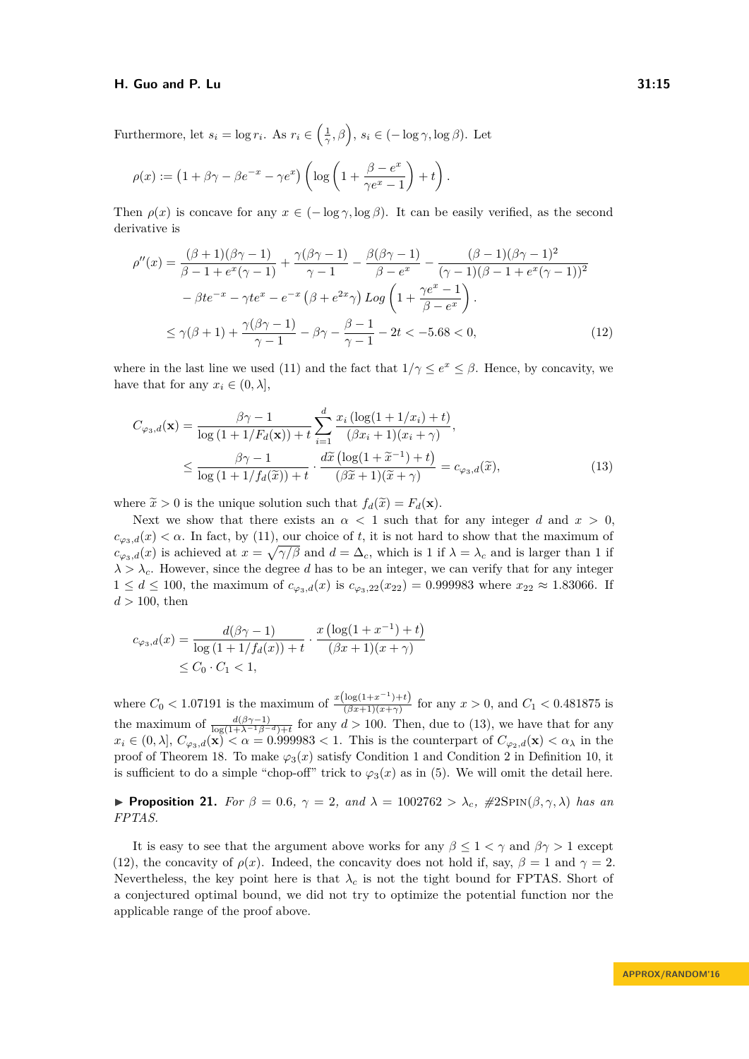Furthermore, let $s_i = \log r_i$. As $r_i \in \left(\frac{1}{\gamma}, \beta\right)$, $s_i \in (-\log\gamma, \log\beta)$. Let

$$\rho(x) := \left(1+\beta\gamma - \beta e^{-x} - \gamma e^{x}\right)\left(\log\left(1+\frac{\beta - e^x}{\gamma e^x - 1}\right) + t\right).$$

Then $\rho(x)$ is concave for any $x \in (-\log\gamma, \log\beta)$. It can be easily verified, as the second derivative is

$$\begin{aligned}
\rho''(x) = &\frac{(\beta+1)(\beta\gamma-1)}{\beta-1+e^x(\gamma-1)} + \frac{\gamma(\beta\gamma-1)}{\gamma-1} - \frac{\beta(\beta\gamma-1)}{\beta-e^x} - \frac{(\beta-1)(\beta\gamma-1)^2}{(\gamma-1)(\beta-1+e^x(\gamma-1))^2}\\
&- \beta t e^{-x} - \gamma t e^{x} - e^{-x}\left(\beta + e^{2x}\gamma\right) Log\left(1+\frac{\gamma e^x - 1}{\beta - e^x}\right).\\
\le\ & \gamma(\beta+1) + \frac{\gamma(\beta\gamma-1)}{\gamma-1} - \beta\gamma - \frac{\beta-1}{\gamma-1} - 2t < -5.68 < 0, \qquad (12)
\end{aligned}$$

where in the last line we used (11) and the fact that $1/\gamma \le e^x \le \beta$. Hence, by concavity, we have that for any $x_i \in (0,\lambda]$,

$$\begin{aligned}
C_{\varphi_3,d}(\mathbf{x}) &= \frac{\beta\gamma-1}{\log\left(1+1/F_d(\mathbf{x})\right)+t}\sum_{i=1}^{d}\frac{x_i\left(\log(1+1/x_i)+t\right)}{(\beta x_i+1)(x_i+\gamma)},\\
&\le \frac{\beta\gamma-1}{\log\left(1+1/f_d(\widetilde{x})\right)+t}\cdot\frac{d\widetilde{x}\left(\log(1+\widetilde{x}^{-1})+t\right)}{(\beta\widetilde{x}+1)(\widetilde{x}+\gamma)} = c_{\varphi_3,d}(\widetilde{x}), \qquad (13)
\end{aligned}$$

where $\widetilde{x} > 0$ is the unique solution such that $f_d(\widetilde{x}) = F_d(\mathbf{x})$.

Next we show that there exists an $\alpha < 1$ such that for any integer $d$ and $x > 0$, $c_{\varphi_3,d}(x) < \alpha$. In fact, by (11), our choice of $t$, it is not hard to show that the maximum of $c_{\varphi_3,d}(x)$ is achieved at $x = \sqrt{\gamma/\beta}$ and $d = \Delta_c$, which is 1 if $\lambda = \lambda_c$ and is larger than 1 if $\lambda > \lambda_c$. However, since the degree $d$ has to be an integer, we can verify that for any integer $1 \le d \le 100$, the maximum of $c_{\varphi_3,d}(x)$ is $c_{\varphi_3,22}(x_{22}) = 0.999983$ where $x_{22} \approx 1.83066$. If $d > 100$, then

$$\begin{aligned}
c_{\varphi_3,d}(x) &= \frac{d(\beta\gamma-1)}{\log\left(1+1/f_d(x)\right)+t}\cdot\frac{x\left(\log(1+x^{-1})+t\right)}{(\beta x+1)(x+\gamma)}\\
&\le C_0\cdot C_1 < 1,
\end{aligned}$$

where $C_0 < 1.07191$ is the maximum of $\frac{x\left(\log(1+x^{-1})+t\right)}{(\beta x+1)(x+\gamma)}$ for any $x > 0$, and $C_1 < 0.481875$ is the maximum of $\frac{d(\beta\gamma-1)}{\log(1+\lambda^{-1}\beta^{-d})+t}$ for any $d > 100$. Then, due to (13), we have that for any $x_i \in (0,\lambda]$, $C_{\varphi_3,d}(\mathbf{x}) < \alpha = 0.999983 < 1$. This is the counterpart of $C_{\varphi_2,d}(\mathbf{x}) < \alpha_\lambda$ in the proof of Theorem 18. To make $\varphi_3(x)$ satisfy Condition 1 and Condition 2 in Definition 10, it is sufficient to do a simple "chop-off" trick to $\varphi_3(x)$ as in (5). We will omit the detail here.

▶ **Proposition 21.** *For $\beta = 0.6$, $\gamma = 2$, and $\lambda = 1002762 > \lambda_c$, #2*Spin*$(\beta,\gamma,\lambda)$ has an FPTAS.*

It is easy to see that the argument above works for any $\beta \le 1 < \gamma$ and $\beta\gamma > 1$ except (12), the concavity of $\rho(x)$. Indeed, the concavity does not hold if, say, $\beta = 1$ and $\gamma = 2$. Nevertheless, the key point here is that $\lambda_c$ is not the tight bound for FPTAS. Short of a conjectured optimal bound, we did not try to optimize the potential function nor the applicable range of the proof above.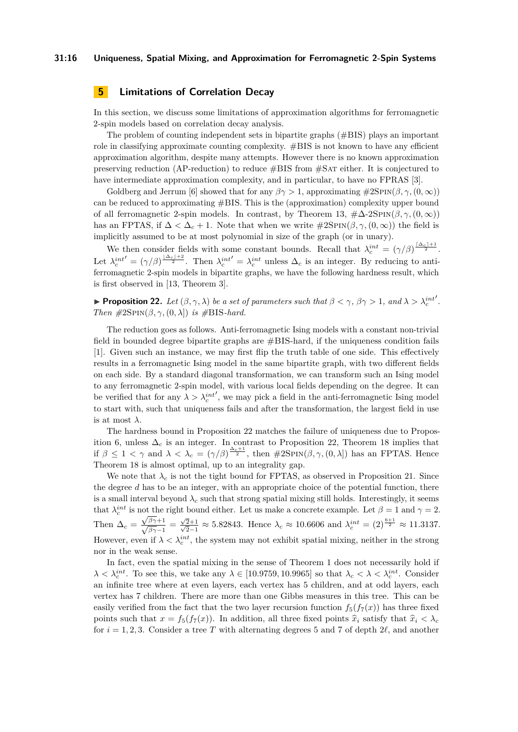## 5 Limitations of Correlation Decay

In this section, we discuss some limitations of approximation algorithms for ferromagnetic 2-spin models based on correlation decay analysis.

The problem of counting independent sets in bipartite graphs (#BIS) plays an important role in classifying approximate counting complexity. #BIS is not known to have any efficient approximation algorithm, despite many attempts. However there is no known approximation preserving reduction (AP-reduction) to reduce #BIS from #SAT either. It is conjectured to have intermediate approximation complexity, and in particular, to have no FPRAS [3].

Goldberg and Jerrum [6] showed that for any $\beta\gamma > 1$, approximating $\#2\text{Spin}(\beta, \gamma, (0, \infty))$ can be reduced to approximating #BIS. This is the (approximation) complexity upper bound of all ferromagnetic 2-spin models. In contrast, by Theorem 13, $\#\Delta\text{-}2\text{Spin}(\beta, \gamma, (0, \infty))$ has an FPTAS, if $\Delta < \Delta_c + 1$. Note that when we write $\#2\text{Spin}(\beta, \gamma, (0, \infty))$ the field is implicitly assumed to be at most polynomial in size of the graph (or in unary).

We then consider fields with some constant bounds. Recall that $\lambda_c^{int} = (\gamma/\beta)^{\frac{\lceil \Delta_c \rceil + 1}{2}}$. Let $\lambda_c^{int\prime} = (\gamma/\beta)^{\frac{\lfloor \Delta_c \rfloor + 2}{2}}$. Then $\lambda_c^{int\prime} = \lambda_c^{int}$ unless $\Delta_c$ is an integer. By reducing to anti-ferromagnetic 2-spin models in bipartite graphs, we have the following hardness result, which is first observed in [13, Theorem 3].

▶ **Proposition 22.** *Let $(\beta, \gamma, \lambda)$ be a set of parameters such that $\beta < \gamma$, $\beta\gamma > 1$, and $\lambda > \lambda_c^{int\prime}$. Then $\#2\text{Spin}(\beta, \gamma, (0, \lambda])$ is #BIS-hard.*

The reduction goes as follows. Anti-ferromagnetic Ising models with a constant non-trivial field in bounded degree bipartite graphs are #BIS-hard, if the uniqueness condition fails [1]. Given such an instance, we may first flip the truth table of one side. This effectively results in a ferromagnetic Ising model in the same bipartite graph, with two different fields on each side. By a standard diagonal transformation, we can transform such an Ising model to any ferromagnetic 2-spin model, with various local fields depending on the degree. It can be verified that for any $\lambda > \lambda_c^{int\prime}$, we may pick a field in the anti-ferromagnetic Ising model to start with, such that uniqueness fails and after the transformation, the largest field in use is at most $\lambda$.

The hardness bound in Proposition 22 matches the failure of uniqueness due to Proposition 6, unless $\Delta_c$ is an integer. In contrast to Proposition 22, Theorem 18 implies that if $\beta \le 1 < \gamma$ and $\lambda < \lambda_c = (\gamma/\beta)^{\frac{\Delta_c + 1}{2}}$, then $\#2\text{Spin}(\beta, \gamma, (0, \lambda])$ has an FPTAS. Hence Theorem 18 is almost optimal, up to an integrality gap.

We note that $\lambda_c$ is not the tight bound for FPTAS, as observed in Proposition 21. Since the degree $d$ has to be an integer, with an appropriate choice of the potential function, there is a small interval beyond $\lambda_c$ such that strong spatial mixing still holds. Interestingly, it seems that $\lambda_c^{int}$ is not the right bound either. Let us make a concrete example. Let $\beta = 1$ and $\gamma = 2$. Then $\Delta_c = \frac{\sqrt{\beta\gamma}+1}{\sqrt{\beta\gamma}-1} = \frac{\sqrt{2}+1}{\sqrt{2}-1} \approx 5.82843$. Hence $\lambda_c \approx 10.6606$ and $\lambda_c^{int} = (2)^{\frac{6+1}{2}} \approx 11.3137$. However, even if $\lambda < \lambda_c^{int}$, the system may not exhibit spatial mixing, neither in the strong nor in the weak sense.

In fact, even the spatial mixing in the sense of Theorem 1 does not necessarily hold if $\lambda < \lambda_c^{int}$. To see this, we take any $\lambda \in [10.9759, 10.9965]$ so that $\lambda_c < \lambda < \lambda_c^{int}$. Consider an infinite tree where at even layers, each vertex has 5 children, and at odd layers, each vertex has 7 children. There are more than one Gibbs measures in this tree. This can be easily verified from the fact that the two layer recursion function $f_5(f_7(x))$ has three fixed points such that $x = f_5(f_7(x))$. In addition, all three fixed points $\widehat{x}_i$ satisfy that $\widehat{x}_i < \lambda_c$ for $i = 1, 2, 3$. Consider a tree $T$ with alternating degrees 5 and 7 of depth $2\ell$, and another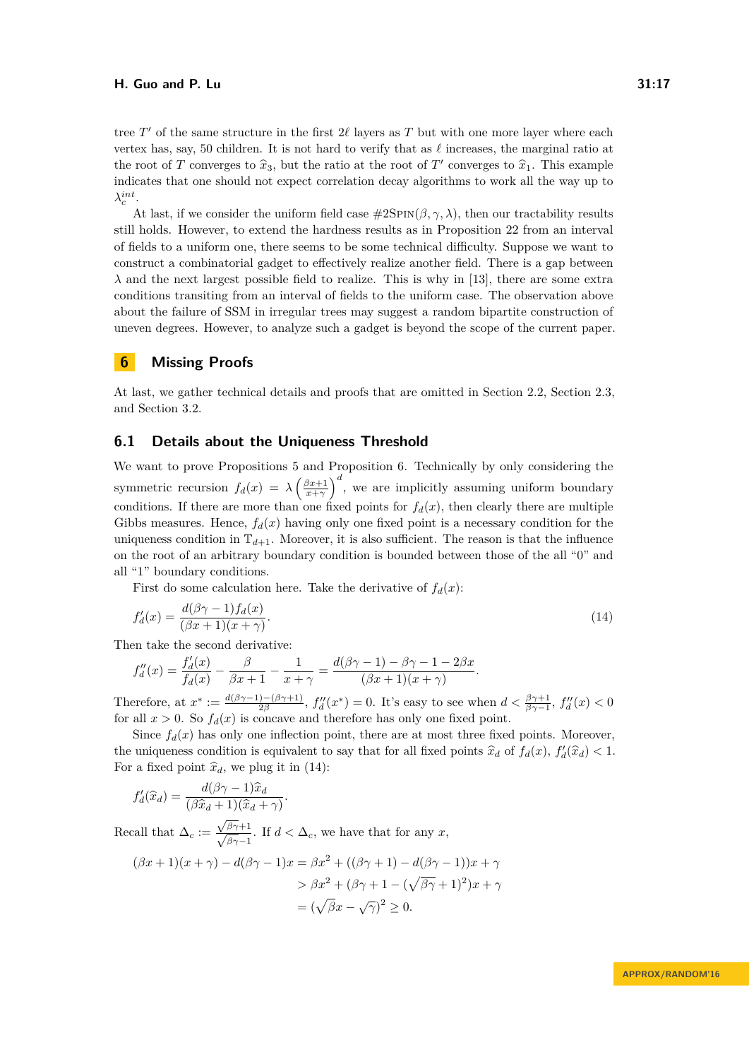tree $T'$ of the same structure in the first $2\ell$ layers as $T$ but with one more layer where each vertex has, say, 50 children. It is not hard to verify that as $\ell$ increases, the marginal ratio at the root of $T$ converges to $\widehat{x}_3$, but the ratio at the root of $T'$ converges to $\widehat{x}_1$. This example indicates that one should not expect correlation decay algorithms to work all the way up to $\lambda_c^{int}$.

At last, if we consider the uniform field case #2Spin$(\beta, \gamma, \lambda)$, then our tractability results still holds. However, to extend the hardness results as in Proposition 22 from an interval of fields to a uniform one, there seems to be some technical difficulty. Suppose we want to construct a combinatorial gadget to effectively realize another field. There is a gap between $\lambda$ and the next largest possible field to realize. This is why in [13], there are some extra conditions transiting from an interval of fields to the uniform case. The observation above about the failure of SSM in irregular trees may suggest a random bipartite construction of uneven degrees. However, to analyze such a gadget is beyond the scope of the current paper.

# 6 Missing Proofs

At last, we gather technical details and proofs that are omitted in Section 2.2, Section 2.3, and Section 3.2.

## 6.1 Details about the Uniqueness Threshold

We want to prove Propositions 5 and Proposition 6. Technically by only considering the symmetric recursion $f_d(x) = \lambda \left(\frac{\beta x+1}{x+\gamma}\right)^d$, we are implicitly assuming uniform boundary conditions. If there are more than one fixed points for $f_d(x)$, then clearly there are multiple Gibbs measures. Hence, $f_d(x)$ having only one fixed point is a necessary condition for the uniqueness condition in $\mathbb{T}_{d+1}$. Moreover, it is also sufficient. The reason is that the influence on the root of an arbitrary boundary condition is bounded between those of the all "0" and all "1" boundary conditions.

First do some calculation here. Take the derivative of $f_d(x)$:

$$f_d'(x) = \frac{d(\beta\gamma-1)f_d(x)}{(\beta x+1)(x+\gamma)}. \tag{14}$$

Then take the second derivative:

$$f_d''(x) = \frac{f_d'(x)}{f_d(x)} - \frac{\beta}{\beta x+1} - \frac{1}{x+\gamma} = \frac{d(\beta\gamma-1) - \beta\gamma - 1 - 2\beta x}{(\beta x+1)(x+\gamma)}.$$

Therefore, at $x^* := \frac{d(\beta\gamma-1)-(\beta\gamma+1)}{2\beta}$, $f_d''(x^*) = 0$. It's easy to see when $d < \frac{\beta\gamma+1}{\beta\gamma-1}$, $f_d''(x) < 0$ for all $x > 0$. So $f_d(x)$ is concave and therefore has only one fixed point.

Since $f_d(x)$ has only one inflection point, there are at most three fixed points. Moreover, the uniqueness condition is equivalent to say that for all fixed points $\widehat{x}_d$ of $f_d(x)$, $f_d'(\widehat{x}_d) < 1$. For a fixed point $\widehat{x}_d$, we plug it in (14):

$$f_d'(\widehat{x}_d) = \frac{d(\beta\gamma-1)\widehat{x}_d}{(\beta\widehat{x}_d+1)(\widehat{x}_d+\gamma)}.$$

Recall that $\Delta_c := \frac{\sqrt{\beta\gamma}+1}{\sqrt{\beta\gamma}-1}$. If $d < \Delta_c$, we have that for any $x$,

$$\begin{aligned}
(\beta x+1)(x+\gamma) - d(\beta\gamma-1)x &= \beta x^2 + ((\beta\gamma+1) - d(\beta\gamma-1))x + \gamma \\
&> \beta x^2 + (\beta\gamma+1 - (\sqrt{\beta\gamma}+1)^2)x + \gamma \\
&= (\sqrt{\beta}x - \sqrt{\gamma})^2 \geq 0.
\end{aligned}$$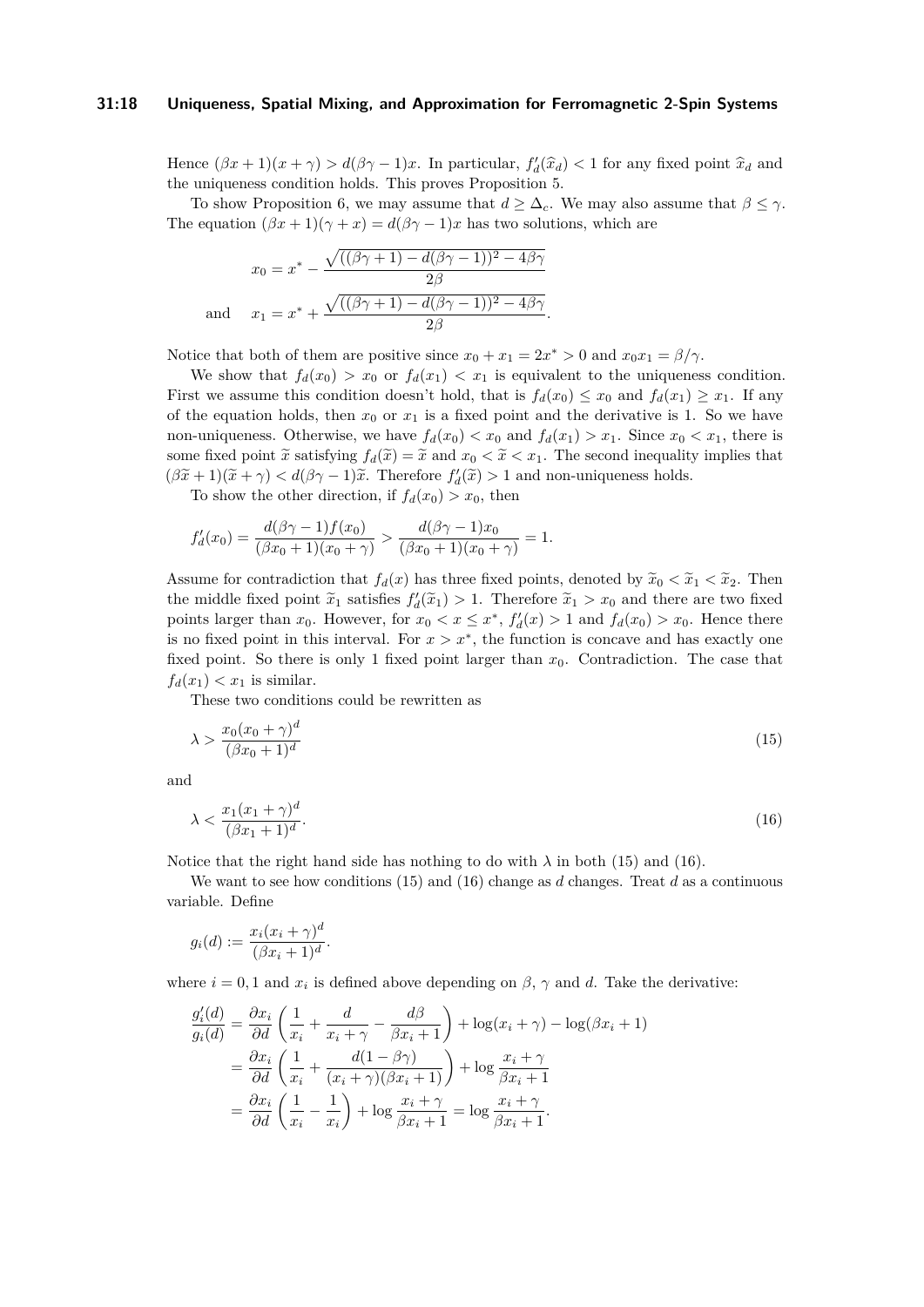Hence $(\beta x + 1)(x + \gamma) > d(\beta\gamma - 1)x$. In particular, $f'_d(\widehat{x}_d) < 1$ for any fixed point $\widehat{x}_d$ and the uniqueness condition holds. This proves Proposition 5.

To show Proposition 6, we may assume that $d \geq \Delta_c$. We may also assume that $\beta \leq \gamma$. The equation $(\beta x + 1)(\gamma + x) = d(\beta\gamma - 1)x$ has two solutions, which are

$$
\begin{aligned}
& x_0 = x^* - \frac{\sqrt{((\beta\gamma + 1) - d(\beta\gamma - 1))^2 - 4\beta\gamma}}{2\beta} \\
\text{and} \quad & x_1 = x^* + \frac{\sqrt{((\beta\gamma + 1) - d(\beta\gamma - 1))^2 - 4\beta\gamma}}{2\beta}.
\end{aligned}
$$

Notice that both of them are positive since $x_0 + x_1 = 2x^* > 0$ and $x_0 x_1 = \beta/\gamma$.

We show that $f_d(x_0) > x_0$ or $f_d(x_1) < x_1$ is equivalent to the uniqueness condition. First we assume this condition doesn't hold, that is $f_d(x_0) \leq x_0$ and $f_d(x_1) \geq x_1$. If any of the equation holds, then $x_0$ or $x_1$ is a fixed point and the derivative is 1. So we have non-uniqueness. Otherwise, we have $f_d(x_0) < x_0$ and $f_d(x_1) > x_1$. Since $x_0 < x_1$, there is some fixed point $\widetilde{x}$ satisfying $f_d(\widetilde{x}) = \widetilde{x}$ and $x_0 < \widetilde{x} < x_1$. The second inequality implies that $(\beta\widetilde{x} + 1)(\widetilde{x} + \gamma) < d(\beta\gamma - 1)\widetilde{x}$. Therefore $f'_d(\widetilde{x}) > 1$ and non-uniqueness holds.

To show the other direction, if $f_d(x_0) > x_0$, then

$$
f'_d(x_0) = \frac{d(\beta\gamma - 1)f(x_0)}{(\beta x_0 + 1)(x_0 + \gamma)} > \frac{d(\beta\gamma - 1)x_0}{(\beta x_0 + 1)(x_0 + \gamma)} = 1.
$$

Assume for contradiction that $f_d(x)$ has three fixed points, denoted by $\widetilde{x}_0 < \widetilde{x}_1 < \widetilde{x}_2$. Then the middle fixed point $\widetilde{x}_1$ satisfies $f'_d(\widetilde{x}_1) > 1$. Therefore $\widetilde{x}_1 > x_0$ and there are two fixed points larger than $x_0$. However, for $x_0 < x \leq x^*$, $f'_d(x) > 1$ and $f_d(x_0) > x_0$. Hence there is no fixed point in this interval. For $x > x^*$, the function is concave and has exactly one fixed point. So there is only 1 fixed point larger than $x_0$. Contradiction. The case that $f_d(x_1) < x_1$ is similar.

These two conditions could be rewritten as

$$
\lambda > \frac{x_0(x_0 + \gamma)^d}{(\beta x_0 + 1)^d} \tag{15}
$$

and

$$
\lambda < \frac{x_1(x_1 + \gamma)^d}{(\beta x_1 + 1)^d}. \tag{16}
$$

Notice that the right hand side has nothing to do with $\lambda$ in both (15) and (16).

We want to see how conditions (15) and (16) change as $d$ changes. Treat $d$ as a continuous variable. Define

$$
g_i(d) := \frac{x_i(x_i + \gamma)^d}{(\beta x_i + 1)^d}.
$$

where $i = 0, 1$ and $x_i$ is defined above depending on $\beta$, $\gamma$ and $d$. Take the derivative:

$$
\begin{aligned}
\frac{g'_i(d)}{g_i(d)} &= \frac{\partial x_i}{\partial d}\left(\frac{1}{x_i} + \frac{d}{x_i + \gamma} - \frac{d\beta}{\beta x_i + 1}\right) + \log(x_i + \gamma) - \log(\beta x_i + 1) \\
&= \frac{\partial x_i}{\partial d}\left(\frac{1}{x_i} + \frac{d(1 - \beta\gamma)}{(x_i + \gamma)(\beta x_i + 1)}\right) + \log\frac{x_i + \gamma}{\beta x_i + 1} \\
&= \frac{\partial x_i}{\partial d}\left(\frac{1}{x_i} - \frac{1}{x_i}\right) + \log\frac{x_i + \gamma}{\beta x_i + 1} = \log\frac{x_i + \gamma}{\beta x_i + 1}.
\end{aligned}
$$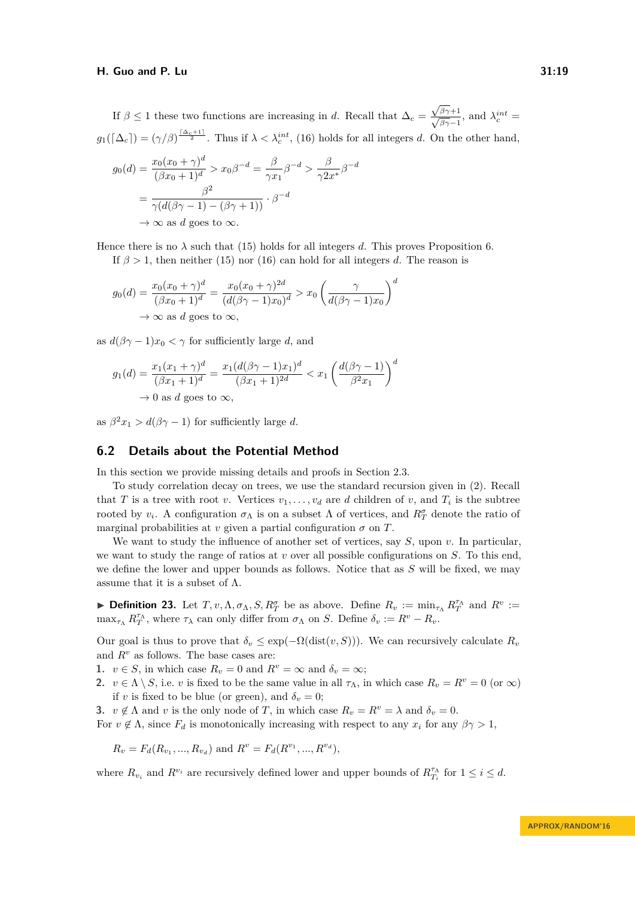If $\beta \leq 1$ these two functions are increasing in $d$. Recall that $\Delta_c = \frac{\sqrt{\beta\gamma}+1}{\sqrt{\beta\gamma}-1}$, and $\lambda_c^{int} = g_1(\lceil \Delta_c \rceil) = (\gamma/\beta)^{\frac{\lceil \Delta_c+1 \rceil}{2}}$. Thus if $\lambda < \lambda_c^{int}$, (16) holds for all integers $d$. On the other hand,

$$
\begin{aligned}
g_0(d) &= \frac{x_0(x_0+\gamma)^d}{(\beta x_0 + 1)^d} > x_0 \beta^{-d} = \frac{\beta}{\gamma x_1}\beta^{-d} > \frac{\beta}{\gamma 2 x^*}\beta^{-d} \\
&= \frac{\beta^2}{\gamma(d(\beta\gamma-1) - (\beta\gamma+1))} \cdot \beta^{-d} \\
&\to \infty \text{ as } d \text{ goes to } \infty.
\end{aligned}
$$

Hence there is no $\lambda$ such that (15) holds for all integers $d$. This proves Proposition 6.

If $\beta > 1$, then neither (15) nor (16) can hold for all integers $d$. The reason is

$$
\begin{aligned}
g_0(d) &= \frac{x_0(x_0+\gamma)^d}{(\beta x_0 + 1)^d} = \frac{x_0(x_0+\gamma)^{2d}}{(d(\beta\gamma-1)x_0)^d} > x_0 \left( \frac{\gamma}{d(\beta\gamma-1)x_0} \right)^d \\
&\to \infty \text{ as } d \text{ goes to } \infty,
\end{aligned}
$$

as $d(\beta\gamma-1)x_0 < \gamma$ for sufficiently large $d$, and

$$
\begin{aligned}
g_1(d) &= \frac{x_1(x_1+\gamma)^d}{(\beta x_1 + 1)^d} = \frac{x_1(d(\beta\gamma-1)x_1)^d}{(\beta x_1+1)^{2d}} < x_1 \left( \frac{d(\beta\gamma-1)}{\beta^2 x_1} \right)^d \\
&\to 0 \text{ as } d \text{ goes to } \infty,
\end{aligned}
$$

as $\beta^2 x_1 > d(\beta\gamma-1)$ for sufficiently large $d$.

## 6.2 Details about the Potential Method

In this section we provide missing details and proofs in Section 2.3.

To study correlation decay on trees, we use the standard recursion given in (2). Recall that $T$ is a tree with root $v$. Vertices $v_1, \dots, v_d$ are $d$ children of $v$, and $T_i$ is the subtree rooted by $v_i$. A configuration $\sigma_\Lambda$ is on a subset $\Lambda$ of vertices, and $R_T^\sigma$ denote the ratio of marginal probabilities at $v$ given a partial configuration $\sigma$ on $T$.

We want to study the influence of another set of vertices, say $S$, upon $v$. In particular, we want to study the range of ratios at $v$ over all possible configurations on $S$. To this end, we define the lower and upper bounds as follows. Notice that as $S$ will be fixed, we may assume that it is a subset of $\Lambda$.

▶ **Definition 23.** Let $T, v, \Lambda, \sigma_\Lambda, S, R_T^\sigma$ be as above. Define $R_v := \min_{\tau_\Lambda} R_T^{\tau_\Lambda}$ and $R^v := \max_{\tau_\Lambda} R_T^{\tau_\Lambda}$, where $\tau_\Lambda$ can only differ from $\sigma_\Lambda$ on $S$. Define $\delta_v := R^v - R_v$.

Our goal is thus to prove that $\delta_v \leq \exp(-\Omega(\text{dist}(v, S)))$. We can recursively calculate $R_v$ and $R^v$ as follows. The base cases are:

1. $v \in S$, in which case $R_v = 0$ and $R^v = \infty$ and $\delta_v = \infty$;
2. $v \in \Lambda \setminus S$, i.e. $v$ is fixed to be the same value in all $\tau_\Lambda$, in which case $R_v = R^v = 0$ (or $\infty$) if $v$ is fixed to be blue (or green), and $\delta_v = 0$;
3. $v \notin \Lambda$ and $v$ is the only node of $T$, in which case $R_v = R^v = \lambda$ and $\delta_v = 0$.

For $v \notin \Lambda$, since $F_d$ is monotonically increasing with respect to any $x_i$ for any $\beta\gamma > 1$,

$$
R_v = F_d(R_{v_1}, ..., R_{v_d}) \text{ and } R^v = F_d(R^{v_1}, ..., R^{v_d}),
$$

where $R_{v_i}$ and $R^{v_i}$ are recursively defined lower and upper bounds of $R_{T_i}^{\tau_\Lambda}$ for $1 \leq i \leq d$.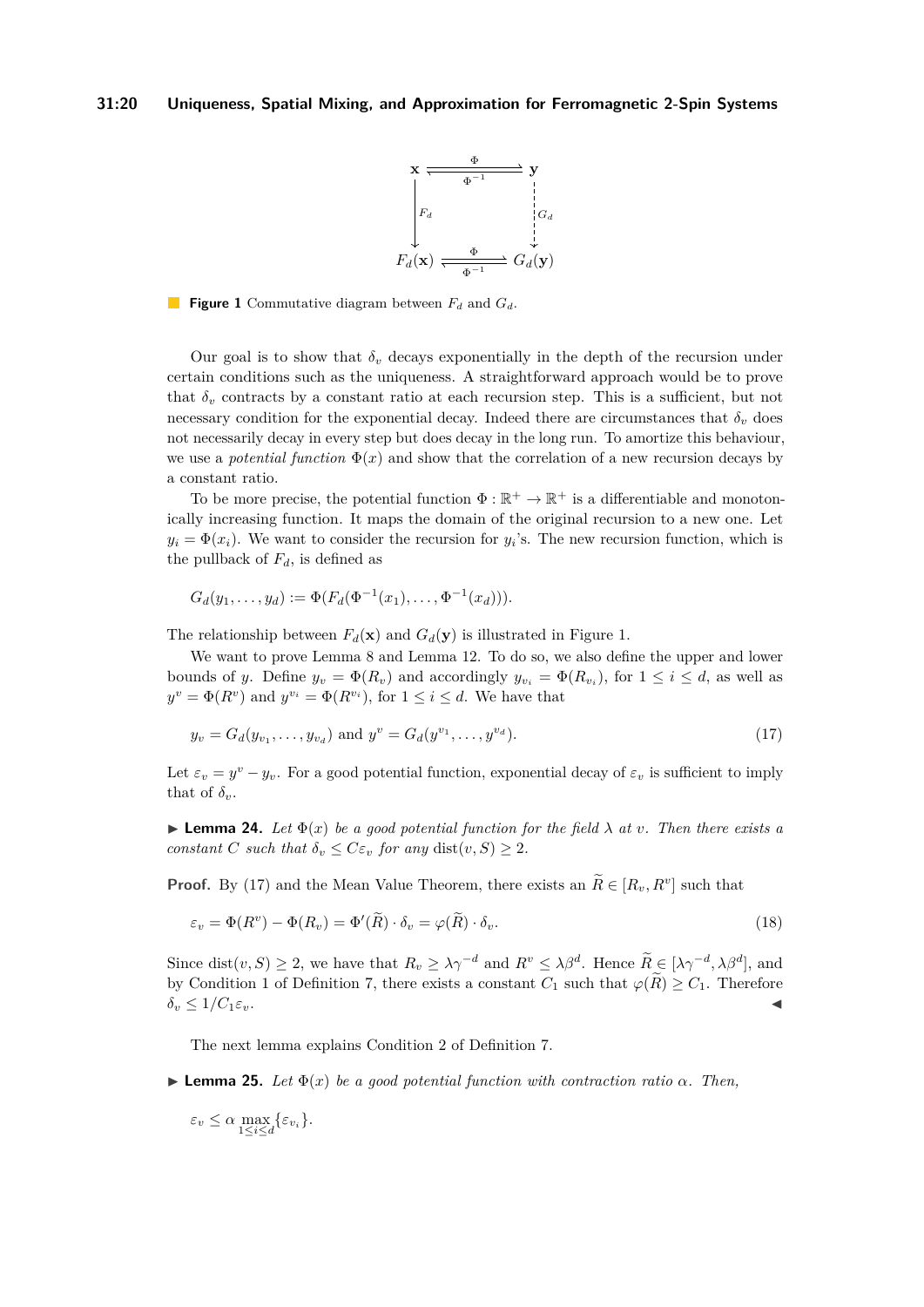$$\begin{array}{ccc} \mathbf{x} & \underset{\Phi^{-1}}{\overset{\Phi}{\rightleftarrows}} & \mathbf{y} \\ \downarrow F_d & & \downarrow G_d \\ F_d(\mathbf{x}) & \underset{\Phi^{-1}}{\overset{\Phi}{\rightleftarrows}} & G_d(\mathbf{y}) \end{array}$$

**Figure 1** Commutative diagram between $F_d$ and $G_d$.

Our goal is to show that $\delta_v$ decays exponentially in the depth of the recursion under certain conditions such as the uniqueness. A straightforward approach would be to prove that $\delta_v$ contracts by a constant ratio at each recursion step. This is a sufficient, but not necessary condition for the exponential decay. Indeed there are circumstances that $\delta_v$ does not necessarily decay in every step but does decay in the long run. To amortize this behaviour, we use a *potential function* $\Phi(x)$ and show that the correlation of a new recursion decays by a constant ratio.

To be more precise, the potential function $\Phi : \mathbb{R}^+ \to \mathbb{R}^+$ is a differentiable and monotonically increasing function. It maps the domain of the original recursion to a new one. Let $y_i = \Phi(x_i)$. We want to consider the recursion for $y_i$'s. The new recursion function, which is the pullback of $F_d$, is defined as

$$G_d(y_1, \ldots, y_d) := \Phi(F_d(\Phi^{-1}(x_1), \ldots, \Phi^{-1}(x_d))).$$

The relationship between $F_d(\mathbf{x})$ and $G_d(\mathbf{y})$ is illustrated in Figure 1.

We want to prove Lemma 8 and Lemma 12. To do so, we also define the upper and lower bounds of $y$. Define $y_v = \Phi(R_v)$ and accordingly $y_{v_i} = \Phi(R_{v_i})$, for $1 \le i \le d$, as well as $y^v = \Phi(R^v)$ and $y^{v_i} = \Phi(R^{v_i})$, for $1 \le i \le d$. We have that

$$y_v = G_d(y_{v_1}, \ldots, y_{v_d}) \text{ and } y^v = G_d(y^{v_1}, \ldots, y^{v_d}). \tag{17}$$

Let $\varepsilon_v = y^v - y_v$. For a good potential function, exponential decay of $\varepsilon_v$ is sufficient to imply that of $\delta_v$.

▶ **Lemma 24.** *Let $\Phi(x)$ be a good potential function for the field $\lambda$ at $v$. Then there exists a constant $C$ such that $\delta_v \le C\varepsilon_v$ for any $\mathrm{dist}(v, S) \ge 2$.*

**Proof.** By (17) and the Mean Value Theorem, there exists an $\widetilde{R} \in [R_v, R^v]$ such that

$$\varepsilon_v = \Phi(R^v) - \Phi(R_v) = \Phi'(\widetilde{R}) \cdot \delta_v = \varphi(\widetilde{R}) \cdot \delta_v. \tag{18}$$

Since $\mathrm{dist}(v, S) \ge 2$, we have that $R_v \ge \lambda\gamma^{-d}$ and $R^v \le \lambda\beta^d$. Hence $\widetilde{R} \in [\lambda\gamma^{-d}, \lambda\beta^d]$, and by Condition 1 of Definition 7, there exists a constant $C_1$ such that $\varphi(\widetilde{R}) \ge C_1$. Therefore $\delta_v \le 1/C_1\varepsilon_v$. ◀

The next lemma explains Condition 2 of Definition 7.

▶ **Lemma 25.** *Let $\Phi(x)$ be a good potential function with contraction ratio $\alpha$. Then,*

$$\varepsilon_v \le \alpha \max_{1 \le i \le d} \{\varepsilon_{v_i}\}.$$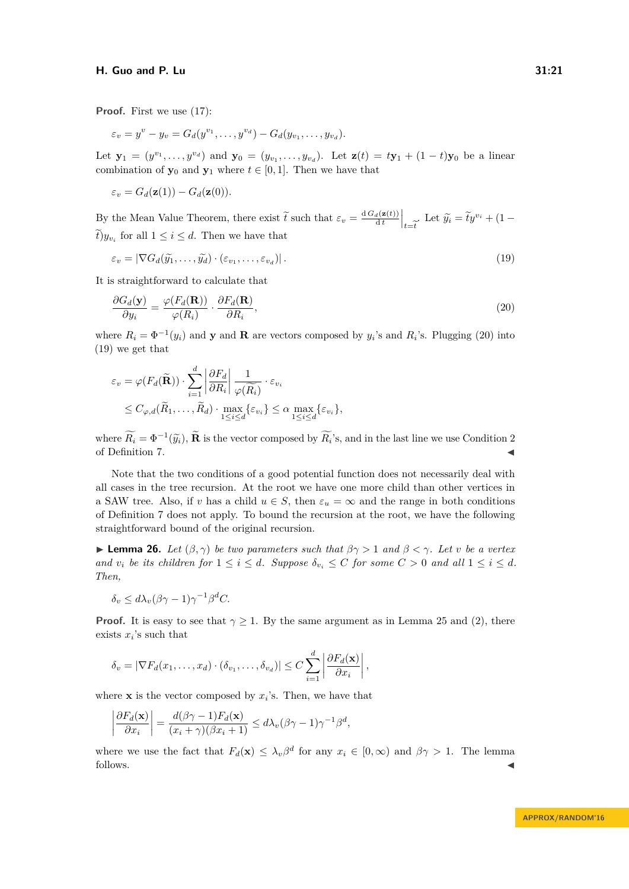**Proof.** First we use (17):

$$\varepsilon_v = y^v - y_v = G_d(y^{v_1}, \ldots, y^{v_d}) - G_d(y_{v_1}, \ldots, y_{v_d}).$$

Let $\mathbf{y}_1 = (y^{v_1}, \ldots, y^{v_d})$ and $\mathbf{y}_0 = (y_{v_1}, \ldots, y_{v_d})$. Let $\mathbf{z}(t) = t\mathbf{y}_1 + (1-t)\mathbf{y}_0$ be a linear combination of $\mathbf{y}_0$ and $\mathbf{y}_1$ where $t \in [0,1]$. Then we have that

$$\varepsilon_v = G_d(\mathbf{z}(1)) - G_d(\mathbf{z}(0)).$$

By the Mean Value Theorem, there exist $\widetilde{t}$ such that $\varepsilon_v = \frac{\mathrm{d}\, G_d(\mathbf{z}(t))}{\mathrm{d}\, t}\Big|_{t=\widetilde{t}}$. Let $\widetilde{y}_i = \widetilde{t}y^{v_i} + (1-\widetilde{t})y_{v_i}$ for all $1 \le i \le d$. Then we have that

$$\varepsilon_v = \left|\nabla G_d(\widetilde{y}_1, \ldots, \widetilde{y}_d) \cdot (\varepsilon_{v_1}, \ldots, \varepsilon_{v_d})\right|. \tag{19}$$

It is straightforward to calculate that

$$\frac{\partial G_d(\mathbf{y})}{\partial y_i} = \frac{\varphi(F_d(\mathbf{R}))}{\varphi(R_i)} \cdot \frac{\partial F_d(\mathbf{R})}{\partial R_i}, \tag{20}$$

where $R_i = \Phi^{-1}(y_i)$ and $\mathbf{y}$ and $\mathbf{R}$ are vectors composed by $y_i$'s and $R_i$'s. Plugging (20) into (19) we get that

$$\begin{aligned}
\varepsilon_v &= \varphi(F_d(\widetilde{\mathbf{R}})) \cdot \sum_{i=1}^{d} \left|\frac{\partial F_d}{\partial R_i}\right| \frac{1}{\varphi(\widetilde{R}_i)} \cdot \varepsilon_{v_i} \\
&\le C_{\varphi,d}(\widetilde{R}_1, \ldots, \widetilde{R}_d) \cdot \max_{1 \le i \le d}\{\varepsilon_{v_i}\} \le \alpha \max_{1 \le i \le d}\{\varepsilon_{v_i}\},
\end{aligned}$$

where $\widetilde{R}_i = \Phi^{-1}(\widetilde{y}_i)$, $\widetilde{\mathbf{R}}$ is the vector composed by $\widetilde{R}_i$'s, and in the last line we use Condition 2 of Definition 7. ◀

Note that the two conditions of a good potential function does not necessarily deal with all cases in the tree recursion. At the root we have one more child than other vertices in a SAW tree. Also, if $v$ has a child $u \in S$, then $\varepsilon_u = \infty$ and the range in both conditions of Definition 7 does not apply. To bound the recursion at the root, we have the following straightforward bound of the original recursion.

▶ **Lemma 26.** *Let $(\beta, \gamma)$ be two parameters such that $\beta\gamma > 1$ and $\beta < \gamma$. Let $v$ be a vertex and $v_i$ be its children for $1 \le i \le d$. Suppose $\delta_{v_i} \le C$ for some $C > 0$ and all $1 \le i \le d$. Then,*

$$\delta_v \le d\lambda_v(\beta\gamma - 1)\gamma^{-1}\beta^d C.$$

**Proof.** It is easy to see that $\gamma \ge 1$. By the same argument as in Lemma 25 and (2), there exists $x_i$'s such that

$$\delta_v = \left|\nabla F_d(x_1, \ldots, x_d) \cdot (\delta_{v_1}, \ldots, \delta_{v_d})\right| \le C \sum_{i=1}^{d} \left|\frac{\partial F_d(\mathbf{x})}{\partial x_i}\right|,$$

where $\mathbf{x}$ is the vector composed by $x_i$'s. Then, we have that

$$\left|\frac{\partial F_d(\mathbf{x})}{\partial x_i}\right| = \frac{d(\beta\gamma - 1)F_d(\mathbf{x})}{(x_i + \gamma)(\beta x_i + 1)} \le d\lambda_v(\beta\gamma - 1)\gamma^{-1}\beta^d,$$

where we use the fact that $F_d(\mathbf{x}) \le \lambda_v \beta^d$ for any $x_i \in [0, \infty)$ and $\beta\gamma > 1$. The lemma follows. ◀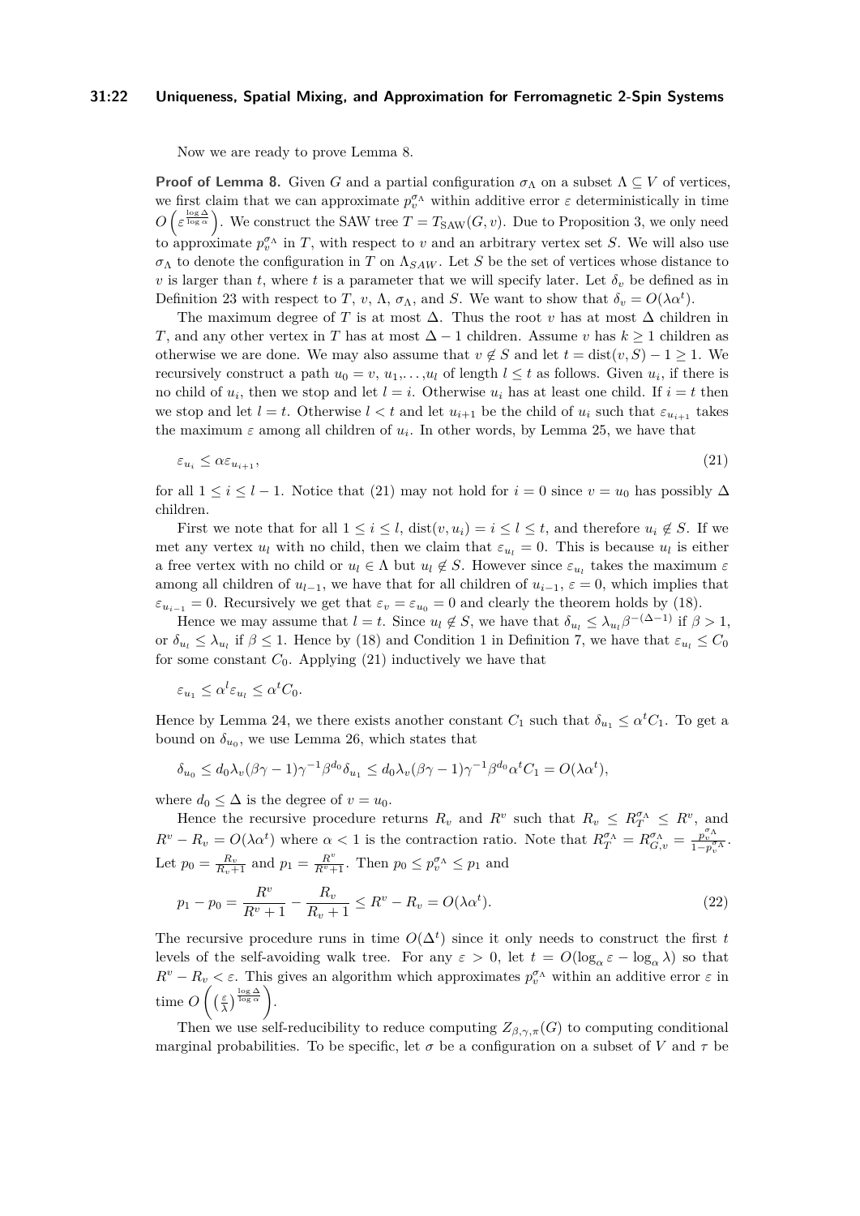Now we are ready to prove Lemma 8.

**Proof of Lemma 8.** Given $G$ and a partial configuration $\sigma_\Lambda$ on a subset $\Lambda \subseteq V$ of vertices, we first claim that we can approximate $p_v^{\sigma_\Lambda}$ within additive error $\varepsilon$ deterministically in time $O\left(\varepsilon^{\frac{\log \Delta}{\log \alpha}}\right)$. We construct the SAW tree $T = T_{\text{SAW}}(G, v)$. Due to Proposition 3, we only need to approximate $p_v^{\sigma_\Lambda}$ in $T$, with respect to $v$ and an arbitrary vertex set $S$. We will also use $\sigma_\Lambda$ to denote the configuration in $T$ on $\Lambda_{SAW}$. Let $S$ be the set of vertices whose distance to $v$ is larger than $t$, where $t$ is a parameter that we will specify later. Let $\delta_v$ be defined as in Definition 23 with respect to $T$, $v$, $\Lambda$, $\sigma_\Lambda$, and $S$. We want to show that $\delta_v = O(\lambda\alpha^t)$.

The maximum degree of $T$ is at most $\Delta$. Thus the root $v$ has at most $\Delta$ children in $T$, and any other vertex in $T$ has at most $\Delta - 1$ children. Assume $v$ has $k \geq 1$ children as otherwise we are done. We may also assume that $v \notin S$ and let $t = \text{dist}(v, S) - 1 \geq 1$. We recursively construct a path $u_0 = v$, $u_1, \ldots, u_l$ of length $l \leq t$ as follows. Given $u_i$, if there is no child of $u_i$, then we stop and let $l = i$. Otherwise $u_i$ has at least one child. If $i = t$ then we stop and let $l = t$. Otherwise $l < t$ and let $u_{i+1}$ be the child of $u_i$ such that $\varepsilon_{u_{i+1}}$ takes the maximum $\varepsilon$ among all children of $u_i$. In other words, by Lemma 25, we have that

$$\varepsilon_{u_i} \leq \alpha \varepsilon_{u_{i+1}}, \tag{21}$$

for all $1 \leq i \leq l - 1$. Notice that (21) may not hold for $i = 0$ since $v = u_0$ has possibly $\Delta$ children.

First we note that for all $1 \leq i \leq l$, $\text{dist}(v, u_i) = i \leq l \leq t$, and therefore $u_i \notin S$. If we met any vertex $u_l$ with no child, then we claim that $\varepsilon_{u_l} = 0$. This is because $u_l$ is either a free vertex with no child or $u_l \in \Lambda$ but $u_l \notin S$. However since $\varepsilon_{u_l}$ takes the maximum $\varepsilon$ among all children of $u_{l-1}$, we have that for all children of $u_{i-1}$, $\varepsilon = 0$, which implies that $\varepsilon_{u_{i-1}} = 0$. Recursively we get that $\varepsilon_v = \varepsilon_{u_0} = 0$ and clearly the theorem holds by (18).

Hence we may assume that $l = t$. Since $u_l \notin S$, we have that $\delta_{u_l} \leq \lambda_{u_l}\beta^{-(\Delta-1)}$ if $\beta > 1$, or $\delta_{u_l} \leq \lambda_{u_l}$ if $\beta \leq 1$. Hence by (18) and Condition 1 in Definition 7, we have that $\varepsilon_{u_l} \leq C_0$ for some constant $C_0$. Applying (21) inductively we have that

$$\varepsilon_{u_1} \leq \alpha^l \varepsilon_{u_l} \leq \alpha^t C_0.$$

Hence by Lemma 24, we there exists another constant $C_1$ such that $\delta_{u_1} \leq \alpha^t C_1$. To get a bound on $\delta_{u_0}$, we use Lemma 26, which states that

$$\delta_{u_0} \leq d_0\lambda_v(\beta\gamma - 1)\gamma^{-1}\beta^{d_0}\delta_{u_1} \leq d_0\lambda_v(\beta\gamma - 1)\gamma^{-1}\beta^{d_0}\alpha^t C_1 = O(\lambda\alpha^t),$$

where $d_0 \leq \Delta$ is the degree of $v = u_0$.

Hence the recursive procedure returns $R_v$ and $R^v$ such that $R_v \leq R_T^{\sigma_\Lambda} \leq R^v$, and $R^v - R_v = O(\lambda\alpha^t)$ where $\alpha < 1$ is the contraction ratio. Note that $R_T^{\sigma_\Lambda} = R_{G,v}^{\sigma_\Lambda} = \frac{p_v^{\sigma_\Lambda}}{1 - p_v^{\sigma_\Lambda}}$. Let $p_0 = \frac{R_v}{R_v + 1}$ and $p_1 = \frac{R^v}{R^v + 1}$. Then $p_0 \leq p_v^{\sigma_\Lambda} \leq p_1$ and

$$p_1 - p_0 = \frac{R^v}{R^v + 1} - \frac{R_v}{R_v + 1} \leq R^v - R_v = O(\lambda\alpha^t). \tag{22}$$

The recursive procedure runs in time $O(\Delta^t)$ since it only needs to construct the first $t$ levels of the self-avoiding walk tree. For any $\varepsilon > 0$, let $t = O(\log_\alpha \varepsilon - \log_\alpha \lambda)$ so that $R^v - R_v < \varepsilon$. This gives an algorithm which approximates $p_v^{\sigma_\Lambda}$ within an additive error $\varepsilon$ in time $O\left(\left(\frac{\varepsilon}{\lambda}\right)^{\frac{\log \Delta}{\log \alpha}}\right)$.

Then we use self-reducibility to reduce computing $Z_{\beta,\gamma,\pi}(G)$ to computing conditional marginal probabilities. To be specific, let $\sigma$ be a configuration on a subset of $V$ and $\tau$ be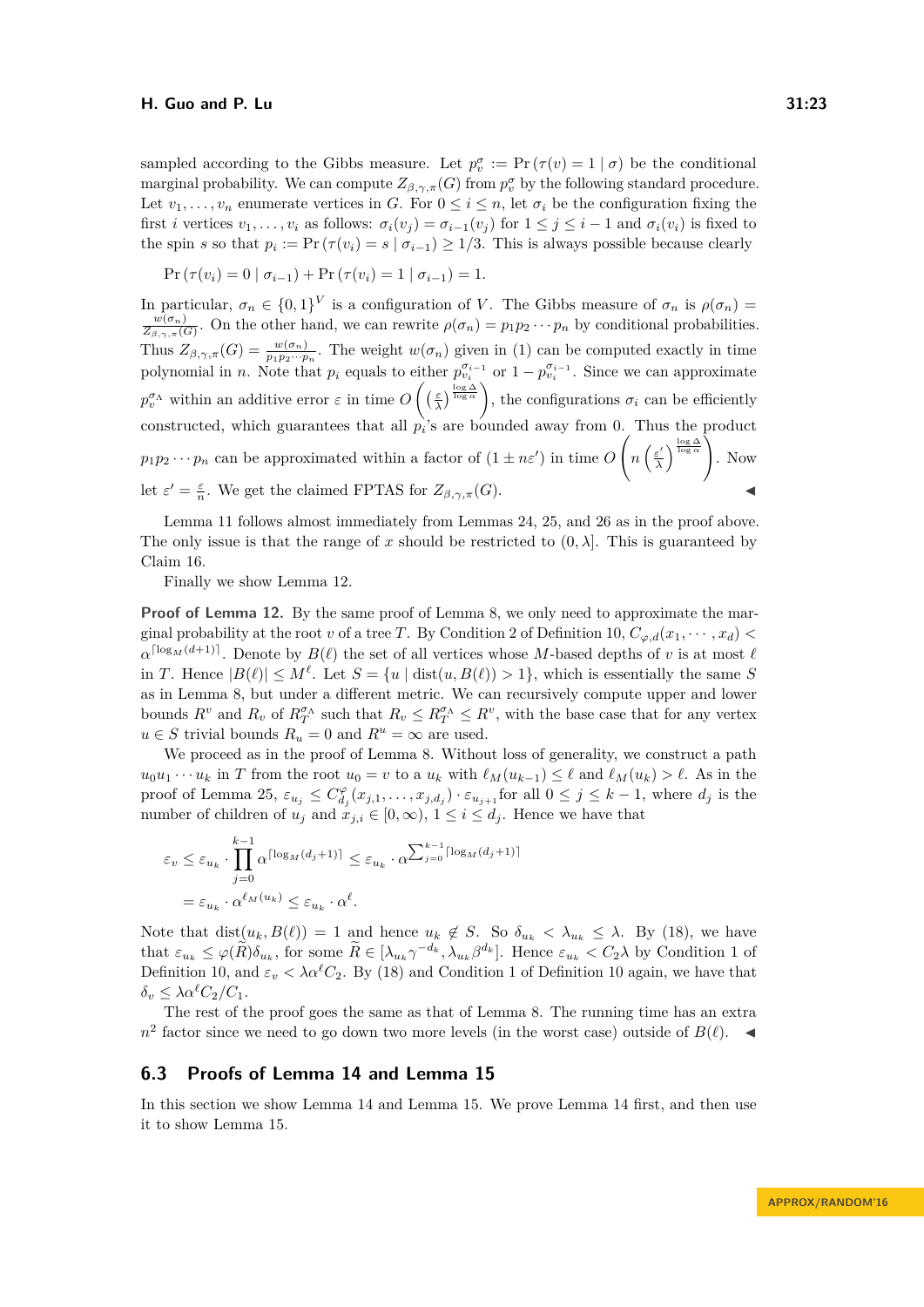sampled according to the Gibbs measure. Let $p_v^\sigma := \Pr(\tau(v) = 1 \mid \sigma)$ be the conditional marginal probability. We can compute $Z_{\beta,\gamma,\pi}(G)$ from $p_v^\sigma$ by the following standard procedure. Let $v_1, \ldots, v_n$ enumerate vertices in $G$. For $0 \le i \le n$, let $\sigma_i$ be the configuration fixing the first $i$ vertices $v_1, \ldots, v_i$ as follows: $\sigma_i(v_j) = \sigma_{i-1}(v_j)$ for $1 \le j \le i-1$ and $\sigma_i(v_i)$ is fixed to the spin $s$ so that $p_i := \Pr(\tau(v_i) = s \mid \sigma_{i-1}) \ge 1/3$. This is always possible because clearly

$$\Pr(\tau(v_i) = 0 \mid \sigma_{i-1}) + \Pr(\tau(v_i) = 1 \mid \sigma_{i-1}) = 1.$$

In particular, $\sigma_n \in \{0,1\}^V$ is a configuration of $V$. The Gibbs measure of $\sigma_n$ is $\rho(\sigma_n) = \frac{w(\sigma_n)}{Z_{\beta,\gamma,\pi}(G)}$. On the other hand, we can rewrite $\rho(\sigma_n) = p_1 p_2 \cdots p_n$ by conditional probabilities. Thus $Z_{\beta,\gamma,\pi}(G) = \frac{w(\sigma_n)}{p_1 p_2 \cdots p_n}$. The weight $w(\sigma_n)$ given in (1) can be computed exactly in time polynomial in $n$. Note that $p_i$ equals to either $p_{v_i}^{\sigma_{i-1}}$ or $1 - p_{v_i}^{\sigma_{i-1}}$. Since we can approximate $p_v^{\sigma_\Lambda}$ within an additive error $\varepsilon$ in time $O\left(\left(\frac{\varepsilon}{\lambda}\right)^{\frac{\log \Delta}{\log \alpha}}\right)$, the configurations $\sigma_i$ can be efficiently constructed, which guarantees that all $p_i$'s are bounded away from 0. Thus the product $p_1 p_2 \cdots p_n$ can be approximated within a factor of $(1 \pm n\varepsilon')$ in time $O\left(n\left(\frac{\varepsilon'}{\lambda}\right)^{\frac{\log \Delta}{\log \alpha}}\right)$. Now let $\varepsilon' = \frac{\varepsilon}{n}$. We get the claimed FPTAS for $Z_{\beta,\gamma,\pi}(G)$. ◀

Lemma 11 follows almost immediately from Lemmas 24, 25, and 26 as in the proof above. The only issue is that the range of $x$ should be restricted to $(0, \lambda]$. This is guaranteed by Claim 16.

Finally we show Lemma 12.

**Proof of Lemma 12.** By the same proof of Lemma 8, we only need to approximate the marginal probability at the root $v$ of a tree $T$. By Condition 2 of Definition 10, $C_{\varphi,d}(x_1, \cdots, x_d) < \alpha^{\lceil \log_M(d+1) \rceil}$. Denote by $B(\ell)$ the set of all vertices whose $M$-based depths of $v$ is at most $\ell$ in $T$. Hence $|B(\ell)| \le M^\ell$. Let $S = \{u \mid \mathrm{dist}(u, B(\ell)) > 1\}$, which is essentially the same $S$ as in Lemma 8, but under a different metric. We can recursively compute upper and lower bounds $R^v$ and $R_v$ of $R_T^{\sigma_\Lambda}$ such that $R_v \le R_T^{\sigma_\Lambda} \le R^v$, with the base case that for any vertex $u \in S$ trivial bounds $R_u = 0$ and $R^u = \infty$ are used.

We proceed as in the proof of Lemma 8. Without loss of generality, we construct a path $u_0 u_1 \cdots u_k$ in $T$ from the root $u_0 = v$ to a $u_k$ with $\ell_M(u_{k-1}) \le \ell$ and $\ell_M(u_k) > \ell$. As in the proof of Lemma 25, $\varepsilon_{u_j} \le C_{d_j}^{\varphi}(x_{j,1}, \ldots, x_{j,d_j}) \cdot \varepsilon_{u_{j+1}}$for all $0 \le j \le k-1$, where $d_j$ is the number of children of $u_j$ and $x_{j,i} \in [0, \infty)$, $1 \le i \le d_j$. Hence we have that

$$\begin{aligned}
\varepsilon_v &\le \varepsilon_{u_k} \cdot \prod_{j=0}^{k-1} \alpha^{\lceil \log_M(d_j+1) \rceil} \le \varepsilon_{u_k} \cdot \alpha^{\sum_{j=0}^{k-1} \lceil \log_M(d_j+1) \rceil} \\
&= \varepsilon_{u_k} \cdot \alpha^{\ell_M(u_k)} \le \varepsilon_{u_k} \cdot \alpha^\ell.
\end{aligned}$$

Note that $\mathrm{dist}(u_k, B(\ell)) = 1$ and hence $u_k \notin S$. So $\delta_{u_k} < \lambda_{u_k} \le \lambda$. By (18), we have that $\varepsilon_{u_k} \le \varphi(\widetilde{R})\delta_{u_k}$, for some $\widetilde{R} \in [\lambda_{u_k}\gamma^{-d_k}, \lambda_{u_k}\beta^{d_k}]$. Hence $\varepsilon_{u_k} < C_2\lambda$ by Condition 1 of Definition 10, and $\varepsilon_v < \lambda\alpha^\ell C_2$. By (18) and Condition 1 of Definition 10 again, we have that $\delta_v \le \lambda\alpha^\ell C_2/C_1$.

The rest of the proof goes the same as that of Lemma 8. The running time has an extra $n^2$ factor since we need to go down two more levels (in the worst case) outside of $B(\ell)$. ◀

## 6.3 Proofs of Lemma 14 and Lemma 15

In this section we show Lemma 14 and Lemma 15. We prove Lemma 14 first, and then use it to show Lemma 15.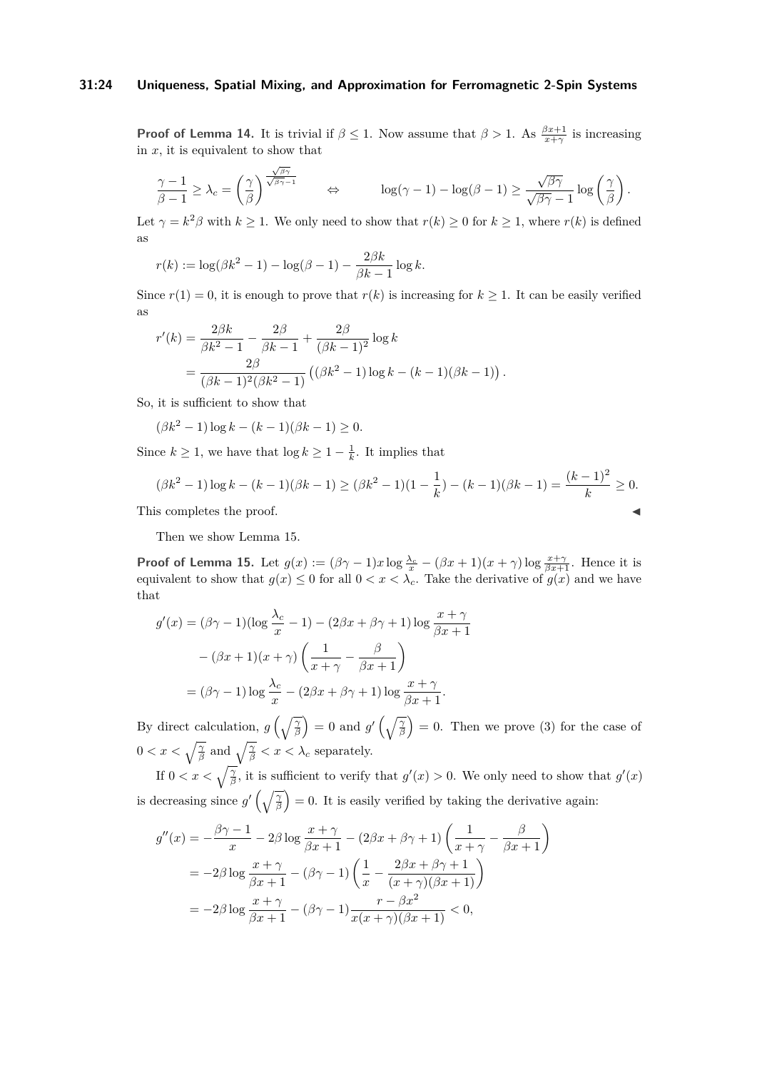**Proof of Lemma 14.** It is trivial if $\beta \le 1$. Now assume that $\beta > 1$. As $\frac{\beta x+1}{x+\gamma}$ is increasing in $x$, it is equivalent to show that

$$\frac{\gamma-1}{\beta-1} \ge \lambda_c = \left(\frac{\gamma}{\beta}\right)^{\frac{\sqrt{\beta\gamma}}{\sqrt{\beta\gamma}-1}} \qquad \Leftrightarrow \qquad \log(\gamma-1) - \log(\beta-1) \ge \frac{\sqrt{\beta\gamma}}{\sqrt{\beta\gamma}-1}\log\left(\frac{\gamma}{\beta}\right).$$

Let $\gamma = k^2\beta$ with $k \ge 1$. We only need to show that $r(k) \ge 0$ for $k \ge 1$, where $r(k)$ is defined as

$$r(k) := \log(\beta k^2 - 1) - \log(\beta - 1) - \frac{2\beta k}{\beta k - 1}\log k.$$

Since $r(1) = 0$, it is enough to prove that $r(k)$ is increasing for $k \ge 1$. It can be easily verified as

$$\begin{aligned}
r'(k) &= \frac{2\beta k}{\beta k^2 - 1} - \frac{2\beta}{\beta k - 1} + \frac{2\beta}{(\beta k-1)^2}\log k \\
&= \frac{2\beta}{(\beta k-1)^2(\beta k^2-1)}\left((\beta k^2-1)\log k - (k-1)(\beta k-1)\right).
\end{aligned}$$

So, it is sufficient to show that

$$(\beta k^2 - 1)\log k - (k-1)(\beta k - 1) \ge 0.$$

Since $k \ge 1$, we have that $\log k \ge 1 - \frac{1}{k}$. It implies that

$$(\beta k^2-1)\log k - (k-1)(\beta k-1) \ge (\beta k^2-1)(1-\frac{1}{k}) - (k-1)(\beta k-1) = \frac{(k-1)^2}{k} \ge 0.$$

This completes the proof. ◀

Then we show Lemma 15.

**Proof of Lemma 15.** Let $g(x) := (\beta\gamma-1)x\log\frac{\lambda_c}{x} - (\beta x+1)(x+\gamma)\log\frac{x+\gamma}{\beta x+1}$. Hence it is equivalent to show that $g(x) \le 0$ for all $0 < x < \lambda_c$. Take the derivative of $g(x)$ and we have that

$$\begin{aligned}
g'(x) &= (\beta\gamma-1)(\log\frac{\lambda_c}{x} - 1) - (2\beta x+\beta\gamma+1)\log\frac{x+\gamma}{\beta x+1} \\
&\quad - (\beta x+1)(x+\gamma)\left(\frac{1}{x+\gamma} - \frac{\beta}{\beta x+1}\right) \\
&= (\beta\gamma-1)\log\frac{\lambda_c}{x} - (2\beta x+\beta\gamma+1)\log\frac{x+\gamma}{\beta x+1}.
\end{aligned}$$

By direct calculation, $g\left(\sqrt{\frac{\gamma}{\beta}}\right) = 0$ and $g'\left(\sqrt{\frac{\gamma}{\beta}}\right) = 0$. Then we prove (3) for the case of $0 < x < \sqrt{\frac{\gamma}{\beta}}$ and $\sqrt{\frac{\gamma}{\beta}} < x < \lambda_c$ separately.

If $0 < x < \sqrt{\frac{\gamma}{\beta}}$, it is sufficient to verify that $g'(x) > 0$. We only need to show that $g'(x)$ is decreasing since $g'\left(\sqrt{\frac{\gamma}{\beta}}\right) = 0$. It is easily verified by taking the derivative again:

$$\begin{aligned}
g''(x) &= -\frac{\beta\gamma-1}{x} - 2\beta\log\frac{x+\gamma}{\beta x+1} - (2\beta x+\beta\gamma+1)\left(\frac{1}{x+\gamma} - \frac{\beta}{\beta x+1}\right) \\
&= -2\beta\log\frac{x+\gamma}{\beta x+1} - (\beta\gamma-1)\left(\frac{1}{x} - \frac{2\beta x+\beta\gamma+1}{(x+\gamma)(\beta x+1)}\right) \\
&= -2\beta\log\frac{x+\gamma}{\beta x+1} - (\beta\gamma-1)\frac{r-\beta x^2}{x(x+\gamma)(\beta x+1)} < 0,
\end{aligned}$$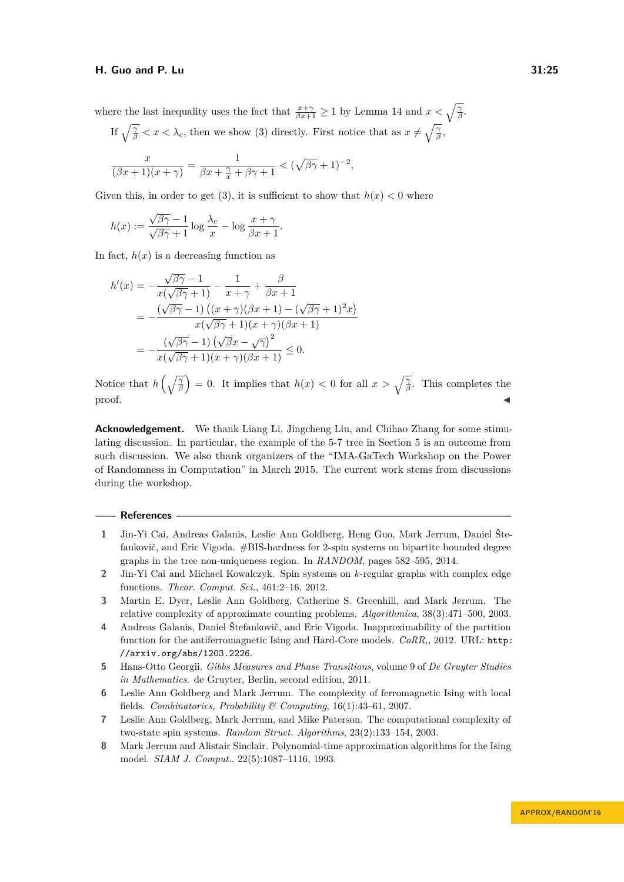where the last inequality uses the fact that $\frac{x+\gamma}{\beta x+1} \geq 1$ by Lemma 14 and $x < \sqrt{\frac{\gamma}{\beta}}$.

If $\sqrt{\frac{\gamma}{\beta}} < x < \lambda_c$, then we show (3) directly. First notice that as $x \neq \sqrt{\frac{\gamma}{\beta}}$,

$$\frac{x}{(\beta x+1)(x+\gamma)} = \frac{1}{\beta x + \frac{\gamma}{x} + \beta\gamma + 1} < (\sqrt{\beta\gamma}+1)^{-2},$$

Given this, in order to get (3), it is sufficient to show that $h(x) < 0$ where

$$h(x) := \frac{\sqrt{\beta\gamma}-1}{\sqrt{\beta\gamma}+1} \log \frac{\lambda_c}{x} - \log \frac{x+\gamma}{\beta x+1}.$$

In fact, $h(x)$ is a decreasing function as

$$\begin{aligned}
h'(x) &= -\frac{\sqrt{\beta\gamma}-1}{x(\sqrt{\beta\gamma}+1)} - \frac{1}{x+\gamma} + \frac{\beta}{\beta x+1} \\
&= -\frac{(\sqrt{\beta\gamma}-1)\left((x+\gamma)(\beta x+1) - (\sqrt{\beta\gamma}+1)^2 x\right)}{x(\sqrt{\beta\gamma}+1)(x+\gamma)(\beta x+1)} \\
&= -\frac{(\sqrt{\beta\gamma}-1)\left(\sqrt{\beta}x - \sqrt{\gamma}\right)^2}{x(\sqrt{\beta\gamma}+1)(x+\gamma)(\beta x+1)} \leq 0.
\end{aligned}$$

Notice that $h\left(\sqrt{\frac{\gamma}{\beta}}\right) = 0$. It implies that $h(x) < 0$ for all $x > \sqrt{\frac{\gamma}{\beta}}$. This completes the proof. ◀

**Acknowledgement.** We thank Liang Li, Jingcheng Liu, and Chihao Zhang for some stimulating discussion. In particular, the example of the 5-7 tree in Section 5 is an outcome from such discussion. We also thank organizers of the "IMA-GaTech Workshop on the Power of Randomness in Computation" in March 2015. The current work stems from discussions during the workshop.

## References

1. Jin-Yi Cai, Andreas Galanis, Leslie Ann Goldberg, Heng Guo, Mark Jerrum, Daniel Štefankovič, and Eric Vigoda. #BIS-hardness for 2-spin systems on bipartite bounded degree graphs in the tree non-uniqueness region. In *RANDOM*, pages 582–595, 2014.
2. Jin-Yi Cai and Michael Kowalczyk. Spin systems on $k$-regular graphs with complex edge functions. *Theor. Comput. Sci.*, 461:2–16, 2012.
3. Martin E. Dyer, Leslie Ann Goldberg, Catherine S. Greenhill, and Mark Jerrum. The relative complexity of approximate counting problems. *Algorithmica*, 38(3):471–500, 2003.
4. Andreas Galanis, Daniel Štefankovič, and Eric Vigoda. Inapproximability of the partition function for the antiferromagnetic Ising and Hard-Core models. *CoRR*, 2012. URL: `http://arxiv.org/abs/1203.2226`.
5. Hans-Otto Georgii. *Gibbs Measures and Phase Transitions*, volume 9 of *De Gruyter Studies in Mathematics*. de Gruyter, Berlin, second edition, 2011.
6. Leslie Ann Goldberg and Mark Jerrum. The complexity of ferromagnetic Ising with local fields. *Combinatorics, Probability & Computing*, 16(1):43–61, 2007.
7. Leslie Ann Goldberg, Mark Jerrum, and Mike Paterson. The computational complexity of two-state spin systems. *Random Struct. Algorithms*, 23(2):133–154, 2003.
8. Mark Jerrum and Alistair Sinclair. Polynomial-time approximation algorithms for the Ising model. *SIAM J. Comput.*, 22(5):1087–1116, 1993.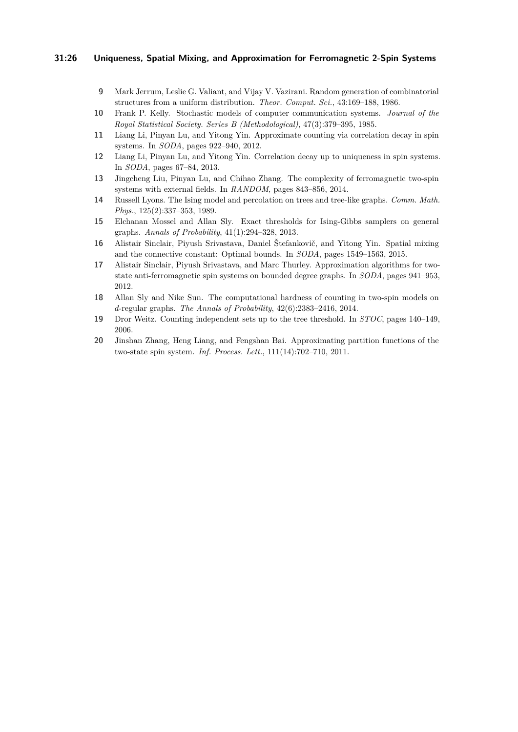9. Mark Jerrum, Leslie G. Valiant, and Vijay V. Vazirani. Random generation of combinatorial structures from a uniform distribution. *Theor. Comput. Sci.*, 43:169–188, 1986.
10. Frank P. Kelly. Stochastic models of computer communication systems. *Journal of the Royal Statistical Society. Series B (Methodological)*, 47(3):379–395, 1985.
11. Liang Li, Pinyan Lu, and Yitong Yin. Approximate counting via correlation decay in spin systems. In *SODA*, pages 922–940, 2012.
12. Liang Li, Pinyan Lu, and Yitong Yin. Correlation decay up to uniqueness in spin systems. In *SODA*, pages 67–84, 2013.
13. Jingcheng Liu, Pinyan Lu, and Chihao Zhang. The complexity of ferromagnetic two-spin systems with external fields. In *RANDOM*, pages 843–856, 2014.
14. Russell Lyons. The Ising model and percolation on trees and tree-like graphs. *Comm. Math. Phys.*, 125(2):337–353, 1989.
15. Elchanan Mossel and Allan Sly. Exact thresholds for Ising-Gibbs samplers on general graphs. *Annals of Probability*, 41(1):294–328, 2013.
16. Alistair Sinclair, Piyush Srivastava, Daniel Štefankovič, and Yitong Yin. Spatial mixing and the connective constant: Optimal bounds. In *SODA*, pages 1549–1563, 2015.
17. Alistair Sinclair, Piyush Srivastava, and Marc Thurley. Approximation algorithms for two-state anti-ferromagnetic spin systems on bounded degree graphs. In *SODA*, pages 941–953, 2012.
18. Allan Sly and Nike Sun. The computational hardness of counting in two-spin models on $d$-regular graphs. *The Annals of Probability*, 42(6):2383–2416, 2014.
19. Dror Weitz. Counting independent sets up to the tree threshold. In *STOC*, pages 140–149, 2006.
20. Jinshan Zhang, Heng Liang, and Fengshan Bai. Approximating partition functions of the two-state spin system. *Inf. Process. Lett.*, 111(14):702–710, 2011.